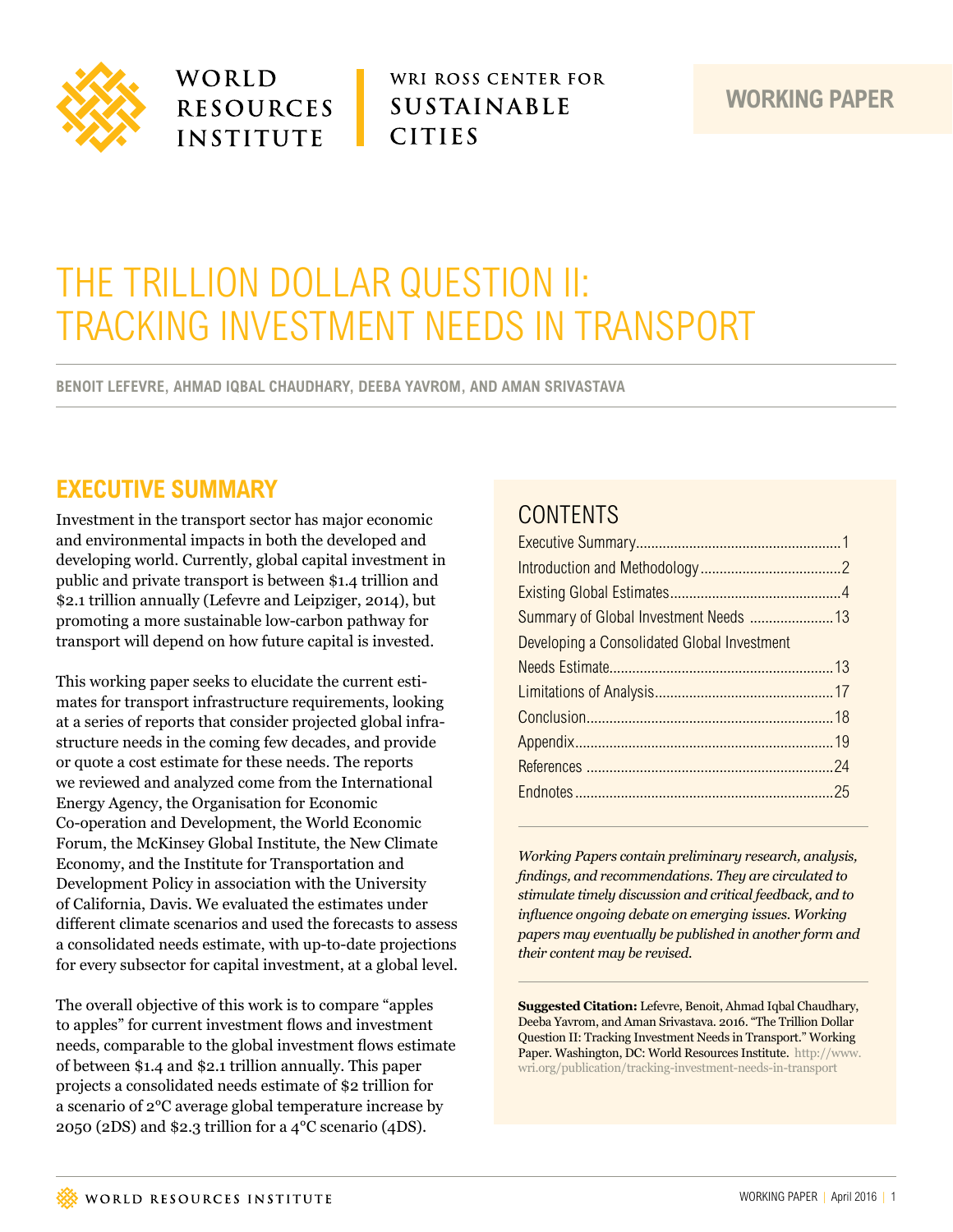WORLD RESOURCES INSTITUTE

WRI ROSS CENTER FOR SUSTAINABLE CITIES

WORKING PAPER

# THE TRILLION DOLLAR QUESTION II: TRACKING INVESTMENT NEEDS IN TRANSPORT

**BENOIT LEFEVRE, AHMAD IQBAL CHAUDHARY, DEEBA YAVROM, AND AMAN SRIVASTAVA**

## EXECUTIVE SUMMARY

Investment in the transport sector has major economic and environmental impacts in both the developed and developing world. Currently, global capital investment in public and private transport is between $1.4 trillion and $2.1 trillion annually (Lefevre and Leipziger, 2014), but promoting a more sustainable low-carbon pathway for transport will depend on how future capital is invested.

This working paper seeks to elucidate the current estimates for transport infrastructure requirements, looking at a series of reports that consider projected global infrastructure needs in the coming few decades, and provide or quote a cost estimate for these needs. The reports we reviewed and analyzed come from the International Energy Agency, the Organisation for Economic Co-operation and Development, the World Economic Forum, the McKinsey Global Institute, the New Climate Economy, and the Institute for Transportation and Development Policy in association with the University of California, Davis. We evaluated the estimates under different climate scenarios and used the forecasts to assess a consolidated needs estimate, with up-to-date projections for every subsector for capital investment, at a global level.

The overall objective of this work is to compare "apples to apples" for current investment flows and investment needs, comparable to the global investment flows estimate of between $1.4 and $2.1 trillion annually. This paper projects a consolidated needs estimate of $2 trillion for a scenario of 2°C average global temperature increase by 2050 (2DS) and $2.3 trillion for a 4°C scenario (4DS).

## CONTENTS

- Executive Summary ... 1
- Introduction and Methodology ... 2
- Existing Global Estimates ... 4
- Summary of Global Investment Needs ... 13
- Developing a Consolidated Global Investment Needs Estimate ... 13
- Limitations of Analysis ... 17
- Conclusion ... 18
- Appendix ... 19
- References ... 24
- Endnotes ... 25

*Working Papers contain preliminary research, analysis, findings, and recommendations. They are circulated to stimulate timely discussion and critical feedback, and to influence ongoing debate on emerging issues. Working papers may eventually be published in another form and their content may be revised.*

**Suggested Citation:** Lefevre, Benoit, Ahmad Iqbal Chaudhary, Deeba Yavrom, and Aman Srivastava. 2016. "The Trillion Dollar Question II: Tracking Investment Needs in Transport." Working Paper. Washington, DC: World Resources Institute. http://www.wri.org/publication/tracking-investment-needs-in-transport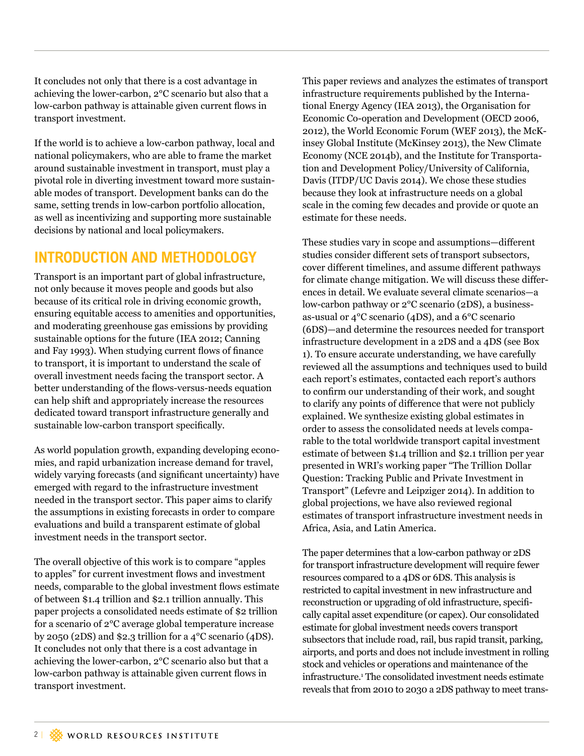It concludes not only that there is a cost advantage in achieving the lower-carbon, 2°C scenario but also that a low-carbon pathway is attainable given current flows in transport investment.

If the world is to achieve a low-carbon pathway, local and national policymakers, who are able to frame the market around sustainable investment in transport, must play a pivotal role in diverting investment toward more sustainable modes of transport. Development banks can do the same, setting trends in low-carbon portfolio allocation, as well as incentivizing and supporting more sustainable decisions by national and local policymakers.

## INTRODUCTION AND METHODOLOGY

Transport is an important part of global infrastructure, not only because it moves people and goods but also because of its critical role in driving economic growth, ensuring equitable access to amenities and opportunities, and moderating greenhouse gas emissions by providing sustainable options for the future (IEA 2012; Canning and Fay 1993). When studying current flows of finance to transport, it is important to understand the scale of overall investment needs facing the transport sector. A better understanding of the flows-versus-needs equation can help shift and appropriately increase the resources dedicated toward transport infrastructure generally and sustainable low-carbon transport specifically.

As world population growth, expanding developing economies, and rapid urbanization increase demand for travel, widely varying forecasts (and significant uncertainty) have emerged with regard to the infrastructure investment needed in the transport sector. This paper aims to clarify the assumptions in existing forecasts in order to compare evaluations and build a transparent estimate of global investment needs in the transport sector.

The overall objective of this work is to compare "apples to apples" for current investment flows and investment needs, comparable to the global investment flows estimate of between $1.4 trillion and $2.1 trillion annually. This paper projects a consolidated needs estimate of $2 trillion for a scenario of 2°C average global temperature increase by 2050 (2DS) and $2.3 trillion for a 4°C scenario (4DS). It concludes not only that there is a cost advantage in achieving the lower-carbon, 2°C scenario also but that a low-carbon pathway is attainable given current flows in transport investment.

This paper reviews and analyzes the estimates of transport infrastructure requirements published by the International Energy Agency (IEA 2013), the Organisation for Economic Co-operation and Development (OECD 2006, 2012), the World Economic Forum (WEF 2013), the McKinsey Global Institute (McKinsey 2013), the New Climate Economy (NCE 2014b), and the Institute for Transportation and Development Policy/University of California, Davis (ITDP/UC Davis 2014). We chose these studies because they look at infrastructure needs on a global scale in the coming few decades and provide or quote an estimate for these needs.

These studies vary in scope and assumptions—different studies consider different sets of transport subsectors, cover different timelines, and assume different pathways for climate change mitigation. We will discuss these differences in detail. We evaluate several climate scenarios—a low-carbon pathway or 2°C scenario (2DS), a business-as-usual or 4°C scenario (4DS), and a 6°C scenario (6DS)—and determine the resources needed for transport infrastructure development in a 2DS and a 4DS (see Box 1). To ensure accurate understanding, we have carefully reviewed all the assumptions and techniques used to build each report's estimates, contacted each report's authors to confirm our understanding of their work, and sought to clarify any points of difference that were not publicly explained. We synthesize existing global estimates in order to assess the consolidated needs at levels comparable to the total worldwide transport capital investment estimate of between $1.4 trillion and $2.1 trillion per year presented in WRI's working paper "The Trillion Dollar Question: Tracking Public and Private Investment in Transport" (Lefevre and Leipziger 2014). In addition to global projections, we have also reviewed regional estimates of transport infrastructure investment needs in Africa, Asia, and Latin America.

The paper determines that a low-carbon pathway or 2DS for transport infrastructure development will require fewer resources compared to a 4DS or 6DS. This analysis is restricted to capital investment in new infrastructure and reconstruction or upgrading of old infrastructure, specifically capital asset expenditure (or capex). Our consolidated estimate for global investment needs covers transport subsectors that include road, rail, bus rapid transit, parking, airports, and ports and does not include investment in rolling stock and vehicles or operations and maintenance of the infrastructure.[1] The consolidated investment needs estimate reveals that from 2010 to 2030 a 2DS pathway to meet trans-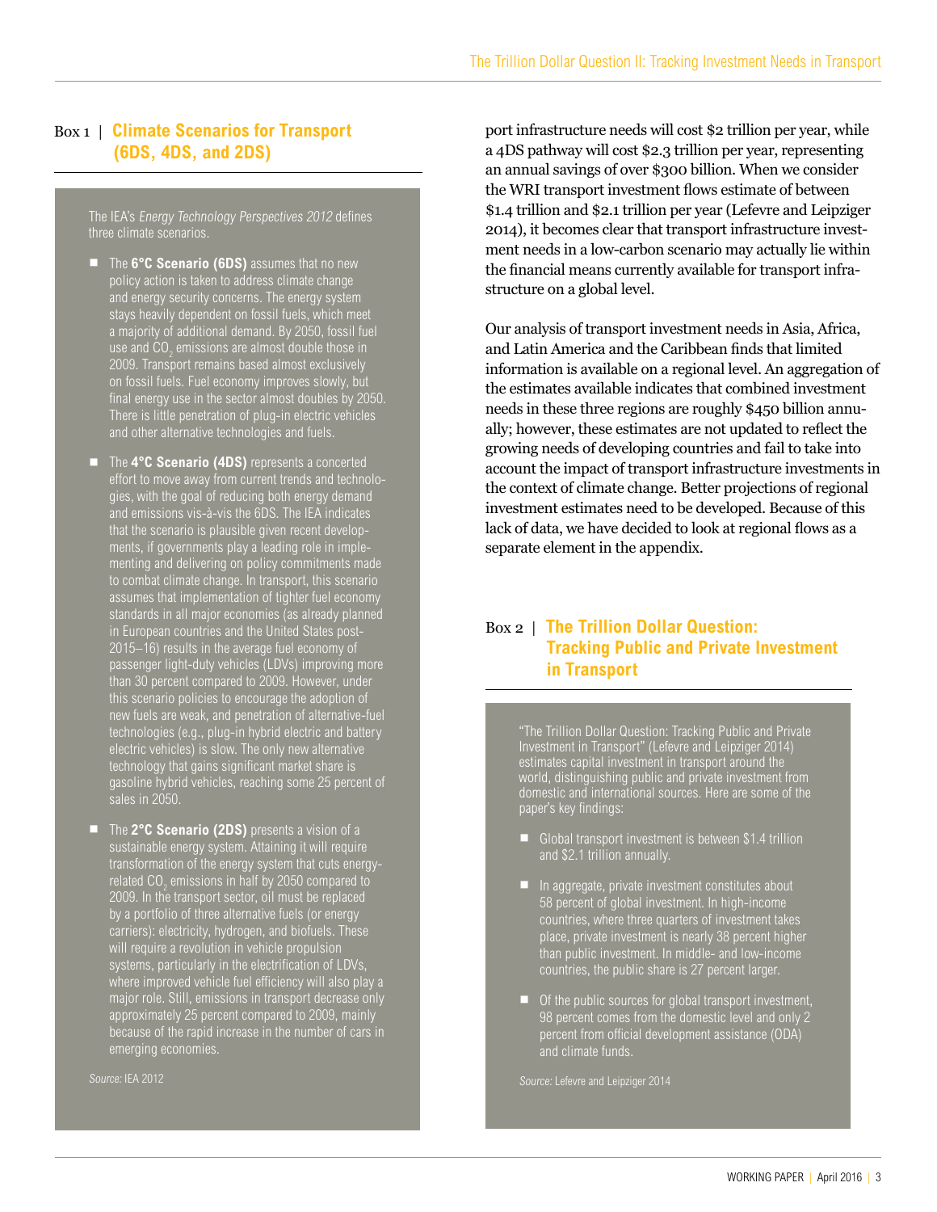## Box 1 | Climate Scenarios for Transport (6DS, 4DS, and 2DS)

The IEA's *Energy Technology Perspectives 2012* defines three climate scenarios.

- The **6°C Scenario (6DS)** assumes that no new policy action is taken to address climate change and energy security concerns. The energy system stays heavily dependent on fossil fuels, which meet a majority of additional demand. By 2050, fossil fuel use and $CO_2$ emissions are almost double those in 2009. Transport remains based almost exclusively on fossil fuels. Fuel economy improves slowly, but final energy use in the sector almost doubles by 2050. There is little penetration of plug-in electric vehicles and other alternative technologies and fuels.

- The **4°C Scenario (4DS)** represents a concerted effort to move away from current trends and technologies, with the goal of reducing both energy demand and emissions vis-à-vis the 6DS. The IEA indicates that the scenario is plausible given recent developments, if governments play a leading role in implementing and delivering on policy commitments made to combat climate change. In transport, this scenario assumes that implementation of tighter fuel economy standards in all major economies (as already planned in European countries and the United States post-2015–16) results in the average fuel economy of passenger light-duty vehicles (LDVs) improving more than 30 percent compared to 2009. However, under this scenario policies to encourage the adoption of new fuels are weak, and penetration of alternative-fuel technologies (e.g., plug-in hybrid electric and battery electric vehicles) is slow. The only new alternative technology that gains significant market share is gasoline hybrid vehicles, reaching some 25 percent of sales in 2050.

- The **2°C Scenario (2DS)** presents a vision of a sustainable energy system. Attaining it will require transformation of the energy system that cuts energy-related $CO_2$ emissions in half by 2050 compared to 2009. In the transport sector, oil must be replaced by a portfolio of three alternative fuels (or energy carriers): electricity, hydrogen, and biofuels. These will require a revolution in vehicle propulsion systems, particularly in the electrification of LDVs, where improved vehicle fuel efficiency will also play a major role. Still, emissions in transport decrease only approximately 25 percent compared to 2009, mainly because of the rapid increase in the number of cars in emerging economies.

*Source:* IEA 2012

port infrastructure needs will cost $2 trillion per year, while a 4DS pathway will cost $2.3 trillion per year, representing an annual savings of over $300 billion. When we consider the WRI transport investment flows estimate of between $1.4 trillion and $2.1 trillion per year (Lefevre and Leipziger 2014), it becomes clear that transport infrastructure investment needs in a low-carbon scenario may actually lie within the financial means currently available for transport infrastructure on a global level.

Our analysis of transport investment needs in Asia, Africa, and Latin America and the Caribbean finds that limited information is available on a regional level. An aggregation of the estimates available indicates that combined investment needs in these three regions are roughly $450 billion annually; however, these estimates are not updated to reflect the growing needs of developing countries and fail to take into account the impact of transport infrastructure investments in the context of climate change. Better projections of regional investment estimates need to be developed. Because of this lack of data, we have decided to look at regional flows as a separate element in the appendix.

## Box 2 | The Trillion Dollar Question: Tracking Public and Private Investment in Transport

"The Trillion Dollar Question: Tracking Public and Private Investment in Transport" (Lefevre and Leipziger 2014) estimates capital investment in transport around the world, distinguishing public and private investment from domestic and international sources. Here are some of the paper's key findings:

- Global transport investment is between $1.4 trillion and $2.1 trillion annually.
- In aggregate, private investment constitutes about 58 percent of global investment. In high-income countries, where three quarters of investment takes place, private investment is nearly 38 percent higher than public investment. In middle- and low-income countries, the public share is 27 percent larger.
- Of the public sources for global transport investment, 98 percent comes from the domestic level and only 2 percent from official development assistance (ODA) and climate funds.

*Source:* Lefevre and Leipziger 2014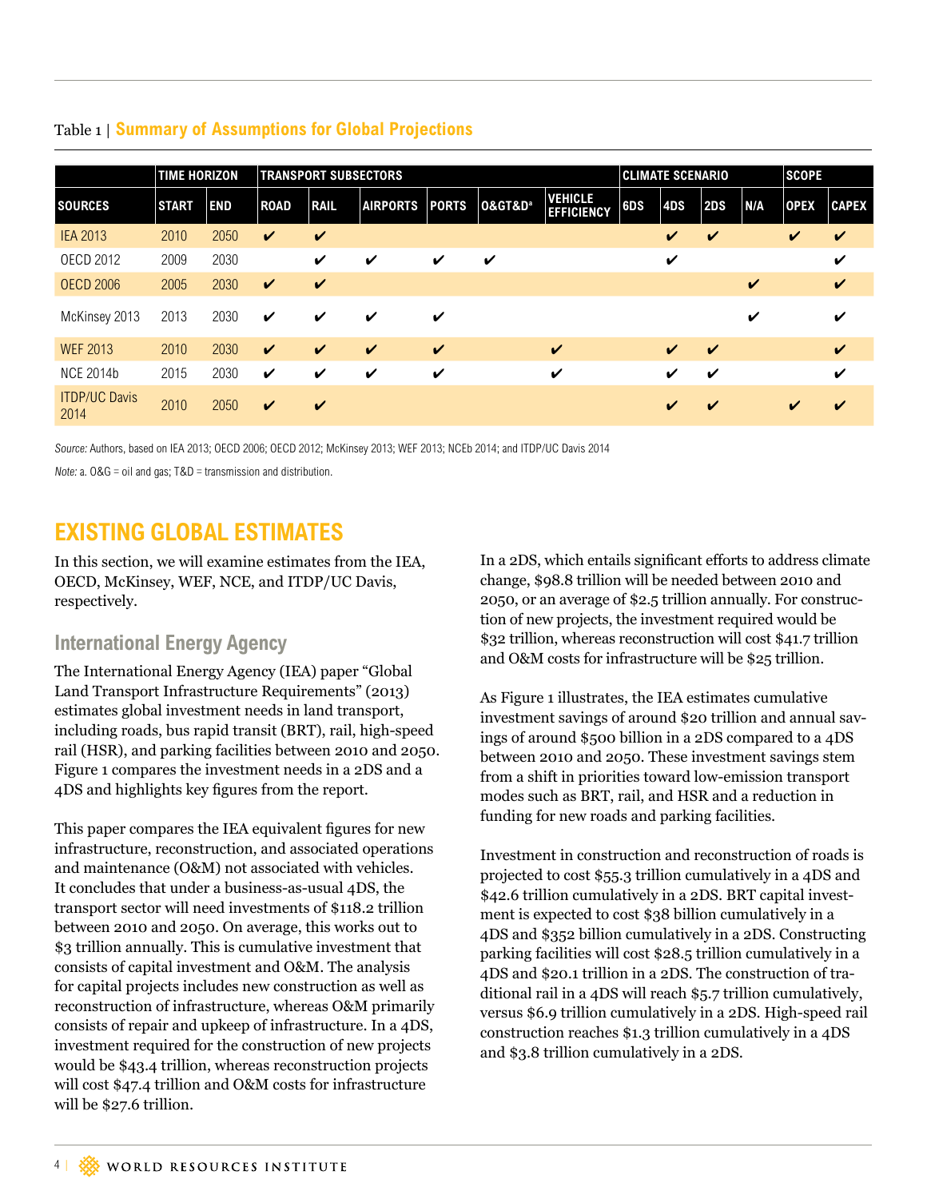Table 1 | **Summary of Assumptions for Global Projections**

| | TIME HORIZON | | TRANSPORT SUBSECTORS | | | | | | CLIMATE SCENARIO | | | | SCOPE | |
|---|---|---|---|---|---|---|---|---|---|---|---|---|---|---|
| SOURCES | START | END | ROAD | RAIL | AIRPORTS | PORTS | O&GT&D[a] | VEHICLE EFFICIENCY | 6DS | 4DS | 2DS | N/A | OPEX | CAPEX |
| IEA 2013 | 2010 | 2050 | ✔ | ✔ | | | | | | ✔ | ✔ | | ✔ | ✔ |
| OECD 2012 | 2009 | 2030 | | ✔ | ✔ | ✔ | ✔ | | | ✔ | | | | ✔ |
| OECD 2006 | 2005 | 2030 | ✔ | ✔ | | | | | | | | ✔ | | ✔ |
| McKinsey 2013 | 2013 | 2030 | ✔ | ✔ | ✔ | ✔ | | | | | | ✔ | | ✔ |
| WEF 2013 | 2010 | 2030 | ✔ | ✔ | ✔ | ✔ | | ✔ | | ✔ | ✔ | | | ✔ |
| NCE 2014b | 2015 | 2030 | ✔ | ✔ | ✔ | ✔ | | ✔ | | ✔ | ✔ | | | ✔ |
| ITDP/UC Davis 2014 | 2010 | 2050 | ✔ | ✔ | | | | | | ✔ | ✔ | | ✔ | ✔ |

*Source:* Authors, based on IEA 2013; OECD 2006; OECD 2012; McKinsey 2013; WEF 2013; NCEb 2014; and ITDP/UC Davis 2014

*Note:* a. O&G = oil and gas; T&D = transmission and distribution.

## EXISTING GLOBAL ESTIMATES

In this section, we will examine estimates from the IEA, OECD, McKinsey, WEF, NCE, and ITDP/UC Davis, respectively.

### International Energy Agency

The International Energy Agency (IEA) paper "Global Land Transport Infrastructure Requirements" (2013) estimates global investment needs in land transport, including roads, bus rapid transit (BRT), rail, high-speed rail (HSR), and parking facilities between 2010 and 2050. Figure 1 compares the investment needs in a 2DS and a 4DS and highlights key figures from the report.

This paper compares the IEA equivalent figures for new infrastructure, reconstruction, and associated operations and maintenance (O&M) not associated with vehicles. It concludes that under a business-as-usual 4DS, the transport sector will need investments of $118.2 trillion between 2010 and 2050. On average, this works out to $3 trillion annually. This is cumulative investment that consists of capital investment and O&M. The analysis for capital projects includes new construction as well as reconstruction of infrastructure, whereas O&M primarily consists of repair and upkeep of infrastructure. In a 4DS, investment required for the construction of new projects would be $43.4 trillion, whereas reconstruction projects will cost $47.4 trillion and O&M costs for infrastructure will be $27.6 trillion.

In a 2DS, which entails significant efforts to address climate change, $98.8 trillion will be needed between 2010 and 2050, or an average of $2.5 trillion annually. For construction of new projects, the investment required would be $32 trillion, whereas reconstruction will cost $41.7 trillion and O&M costs for infrastructure will be $25 trillion.

As Figure 1 illustrates, the IEA estimates cumulative investment savings of around $20 trillion and annual savings of around $500 billion in a 2DS compared to a 4DS between 2010 and 2050. These investment savings stem from a shift in priorities toward low-emission transport modes such as BRT, rail, and HSR and a reduction in funding for new roads and parking facilities.

Investment in construction and reconstruction of roads is projected to cost $55.3 trillion cumulatively in a 4DS and $42.6 trillion cumulatively in a 2DS. BRT capital investment is expected to cost $38 billion cumulatively in a 4DS and $352 billion cumulatively in a 2DS. Constructing parking facilities will cost $28.5 trillion cumulatively in a 4DS and $20.1 trillion in a 2DS. The construction of traditional rail in a 4DS will reach $5.7 trillion cumulatively, versus $6.9 trillion cumulatively in a 2DS. High-speed rail construction reaches $1.3 trillion cumulatively in a 4DS and $3.8 trillion cumulatively in a 2DS.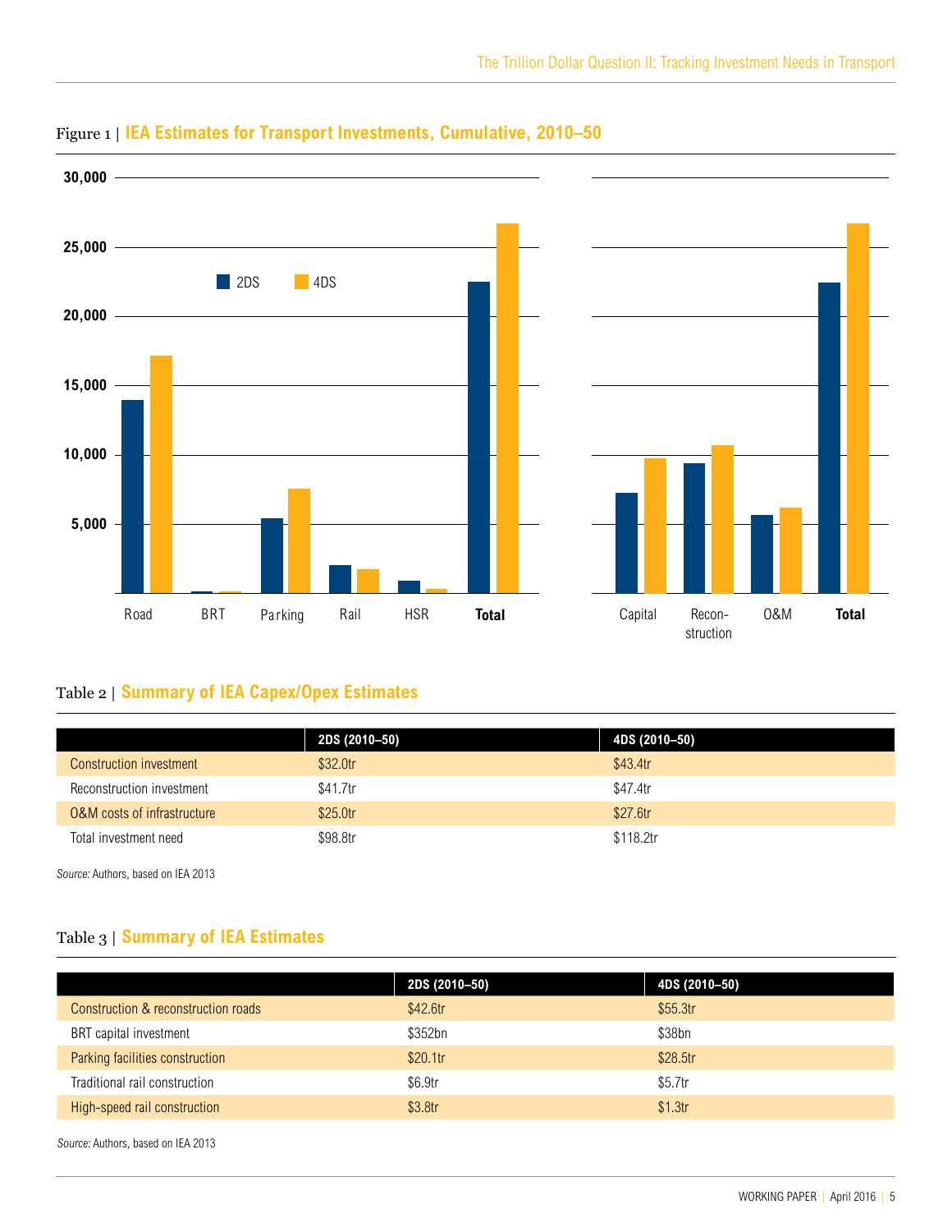Figure 1 | **IEA Estimates for Transport Investments, Cumulative, 2010–50**

Table 2 | **Summary of IEA Capex/Opex Estimates**

| | 2DS (2010–50) | 4DS (2010–50) |
|---|---|---|
| Construction investment | $32.0tr | $43.4tr |
| Reconstruction investment | $41.7tr | $47.4tr |
| O&M costs of infrastructure | $25.0tr | $27.6tr |
| Total investment need | $98.8tr | $118.2tr |

*Source:* Authors, based on IEA 2013

Table 3 | **Summary of IEA Estimates**

| | 2DS (2010–50) | 4DS (2010–50) |
|---|---|---|
| Construction & reconstruction roads | $42.6tr | $55.3tr |
| BRT capital investment | $352bn | $38bn |
| Parking facilities construction | $20.1tr | $28.5tr |
| Traditional rail construction | $6.9tr | $5.7tr |
| High-speed rail construction | $3.8tr | $1.3tr |

*Source:* Authors, based on IEA 2013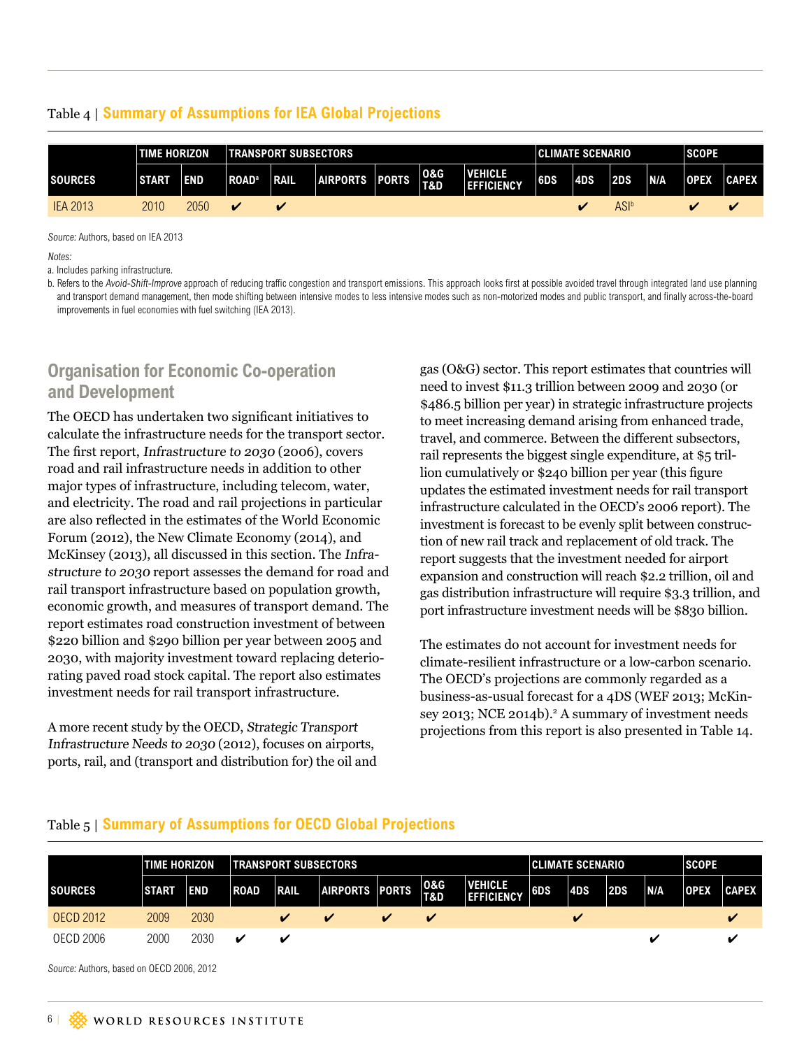Table 4 | **Summary of Assumptions for IEA Global Projections**

| | TIME HORIZON | | TRANSPORT SUBSECTORS | | | | | | CLIMATE SCENARIO | | | | SCOPE | |
|---|---|---|---|---|---|---|---|---|---|---|---|---|---|---|
| SOURCES | START | END | ROAD[a] | RAIL | AIRPORTS | PORTS | O&G T&D | VEHICLE EFFICIENCY | 6DS | 4DS | 2DS | N/A | OPEX | CAPEX |
| IEA 2013 | 2010 | 2050 | ✔ | ✔ | | | | | | ✔ | ASI[b] | | ✔ | ✔ |

*Source:* Authors, based on IEA 2013

*Notes:*

a. Includes parking infrastructure.

b. Refers to the *Avoid-Shift-Improve* approach of reducing traffic congestion and transport emissions. This approach looks first at possible avoided travel through integrated land use planning and transport demand management, then mode shifting between intensive modes to less intensive modes such as non-motorized modes and public transport, and finally across-the-board improvements in fuel economies with fuel switching (IEA 2013).

## Organisation for Economic Co-operation and Development

The OECD has undertaken two significant initiatives to calculate the infrastructure needs for the transport sector. The first report, *Infrastructure to 2030* (2006), covers road and rail infrastructure needs in addition to other major types of infrastructure, including telecom, water, and electricity. The road and rail projections in particular are also reflected in the estimates of the World Economic Forum (2012), the New Climate Economy (2014), and McKinsey (2013), all discussed in this section. The *Infrastructure to 2030* report assesses the demand for road and rail transport infrastructure based on population growth, economic growth, and measures of transport demand. The report estimates road construction investment of between $220 billion and $290 billion per year between 2005 and 2030, with majority investment toward replacing deteriorating paved road stock capital. The report also estimates investment needs for rail transport infrastructure.

A more recent study by the OECD, *Strategic Transport Infrastructure Needs to 2030* (2012), focuses on airports, ports, rail, and (transport and distribution for) the oil and gas (O&G) sector. This report estimates that countries will need to invest $11.3 trillion between 2009 and 2030 (or $486.5 billion per year) in strategic infrastructure projects to meet increasing demand arising from enhanced trade, travel, and commerce. Between the different subsectors, rail represents the biggest single expenditure, at $5 trillion cumulatively or $240 billion per year (this figure updates the estimated investment needs for rail transport infrastructure calculated in the OECD's 2006 report). The investment is forecast to be evenly split between construction of new rail track and replacement of old track. The report suggests that the investment needed for airport expansion and construction will reach $2.2 trillion, oil and gas distribution infrastructure will require $3.3 trillion, and port infrastructure investment needs will be $830 billion.

The estimates do not account for investment needs for climate-resilient infrastructure or a low-carbon scenario. The OECD's projections are commonly regarded as a business-as-usual forecast for a 4DS (WEF 2013; McKinsey 2013; NCE 2014b).[2] A summary of investment needs projections from this report is also presented in Table 14.

Table 5 | **Summary of Assumptions for OECD Global Projections**

| | TIME HORIZON | | TRANSPORT SUBSECTORS | | | | | | CLIMATE SCENARIO | | | | SCOPE | |
|---|---|---|---|---|---|---|---|---|---|---|---|---|---|---|
| SOURCES | START | END | ROAD | RAIL | AIRPORTS | PORTS | O&G T&D | VEHICLE EFFICIENCY | 6DS | 4DS | 2DS | N/A | OPEX | CAPEX |
| OECD 2012 | 2009 | 2030 | | ✔ | ✔ | ✔ | ✔ | | | ✔ | | | | ✔ |
| OECD 2006 | 2000 | 2030 | ✔ | ✔ | | | | | | | | ✔ | | ✔ |

*Source:* Authors, based on OECD 2006, 2012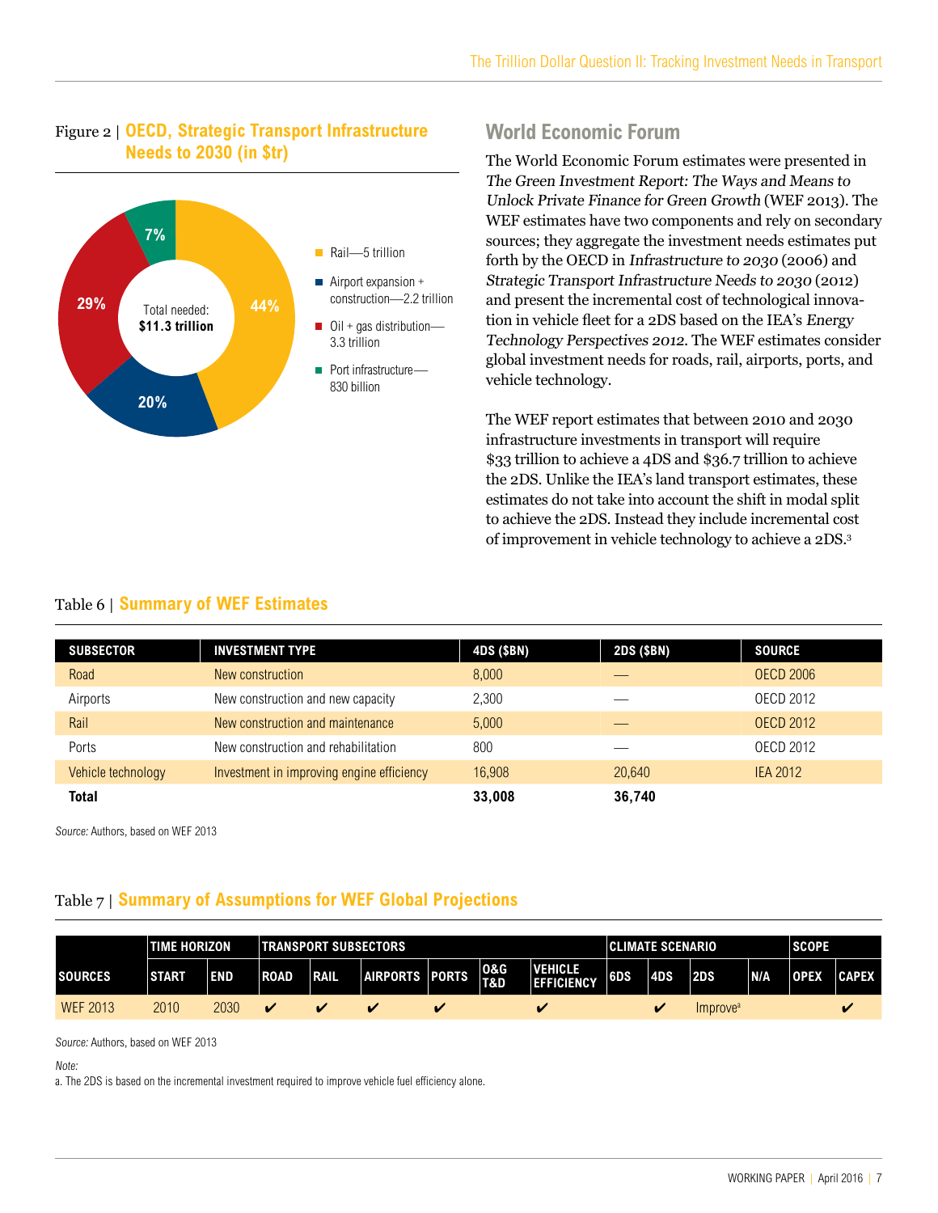Figure 2 | **OECD, Strategic Transport Infrastructure Needs to 2030 (in $tr)**

Total needed: **$11.3 trillion**

- Rail—5 trillion (44%)
- Airport expansion + construction—2.2 trillion (20%)
- Oil + gas distribution—3.3 trillion (29%)
- Port infrastructure—830 billion (7%)

## World Economic Forum

The World Economic Forum estimates were presented in *The Green Investment Report: The Ways and Means to Unlock Private Finance for Green Growth* (WEF 2013). The WEF estimates have two components and rely on secondary sources; they aggregate the investment needs estimates put forth by the OECD in *Infrastructure to 2030* (2006) and *Strategic Transport Infrastructure Needs to 2030* (2012) and present the incremental cost of technological innovation in vehicle fleet for a 2DS based on the IEA's *Energy Technology Perspectives 2012*. The WEF estimates consider global investment needs for roads, rail, airports, ports, and vehicle technology.

The WEF report estimates that between 2010 and 2030 infrastructure investments in transport will require $33 trillion to achieve a 4DS and $36.7 trillion to achieve the 2DS. Unlike the IEA's land transport estimates, these estimates do not take into account the shift in modal split to achieve the 2DS. Instead they include incremental cost of improvement in vehicle technology to achieve a 2DS.[3]

Table 6 | **Summary of WEF Estimates**

| SUBSECTOR | INVESTMENT TYPE | 4DS ($BN) | 2DS ($BN) | SOURCE |
|---|---|---|---|---|
| Road | New construction | 8,000 | — | OECD 2006 |
| Airports | New construction and new capacity | 2,300 | — | OECD 2012 |
| Rail | New construction and maintenance | 5,000 | — | OECD 2012 |
| Ports | New construction and rehabilitation | 800 | — | OECD 2012 |
| Vehicle technology | Investment in improving engine efficiency | 16,908 | 20,640 | IEA 2012 |
| **Total** | | **33,008** | **36,740** | |

*Source:* Authors, based on WEF 2013

Table 7 | **Summary of Assumptions for WEF Global Projections**

| | TIME HORIZON | | TRANSPORT SUBSECTORS | | | | | | CLIMATE SCENARIO | | | | SCOPE | |
|---|---|---|---|---|---|---|---|---|---|---|---|---|---|---|
| SOURCES | START | END | ROAD | RAIL | AIRPORTS | PORTS | O&G T&D | VEHICLE EFFICIENCY | 6DS | 4DS | 2DS | N/A | OPEX | CAPEX |
| WEF 2013 | 2010 | 2030 | ✔ | ✔ | ✔ | ✔ | | ✔ | | ✔ | Improve[a] | | | ✔ |

*Source:* Authors, based on WEF 2013

*Note:*

a. The 2DS is based on the incremental investment required to improve vehicle fuel efficiency alone.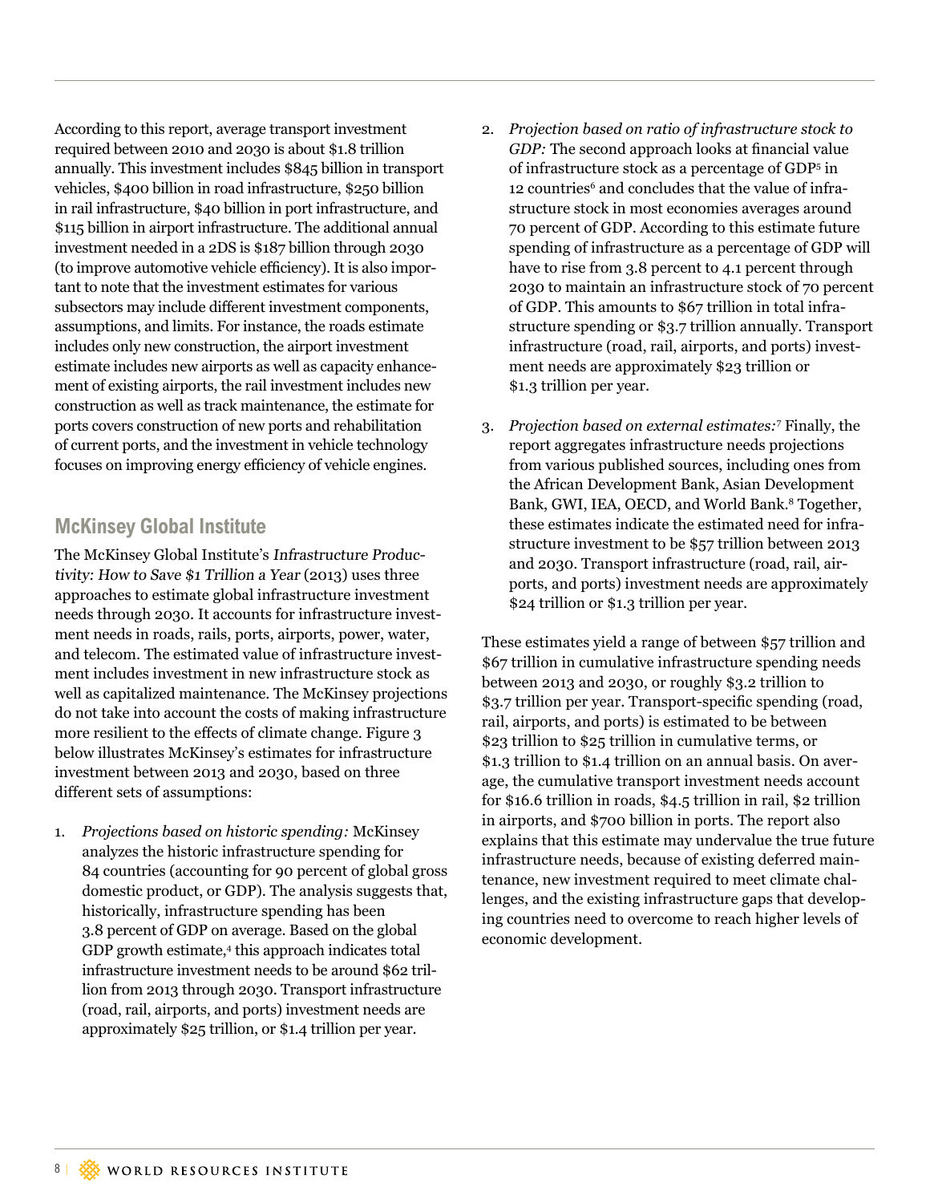According to this report, average transport investment required between 2010 and 2030 is about $1.8 trillion annually. This investment includes $845 billion in transport vehicles, $400 billion in road infrastructure, $250 billion in rail infrastructure, $40 billion in port infrastructure, and $115 billion in airport infrastructure. The additional annual investment needed in a 2DS is $187 billion through 2030 (to improve automotive vehicle efficiency). It is also important to note that the investment estimates for various subsectors may include different investment components, assumptions, and limits. For instance, the roads estimate includes only new construction, the airport investment estimate includes new airports as well as capacity enhancement of existing airports, the rail investment includes new construction as well as track maintenance, the estimate for ports covers construction of new ports and rehabilitation of current ports, and the investment in vehicle technology focuses on improving energy efficiency of vehicle engines.

## McKinsey Global Institute

The McKinsey Global Institute's *Infrastructure Productivity: How to Save $1 Trillion a Year* (2013) uses three approaches to estimate global infrastructure investment needs through 2030. It accounts for infrastructure investment needs in roads, rails, ports, airports, power, water, and telecom. The estimated value of infrastructure investment includes investment in new infrastructure stock as well as capitalized maintenance. The McKinsey projections do not take into account the costs of making infrastructure more resilient to the effects of climate change. Figure 3 below illustrates McKinsey's estimates for infrastructure investment between 2013 and 2030, based on three different sets of assumptions:

1. *Projections based on historic spending:* McKinsey analyzes the historic infrastructure spending for 84 countries (accounting for 90 percent of global gross domestic product, or GDP). The analysis suggests that, historically, infrastructure spending has been 3.8 percent of GDP on average. Based on the global GDP growth estimate,[4] this approach indicates total infrastructure investment needs to be around $62 trillion from 2013 through 2030. Transport infrastructure (road, rail, airports, and ports) investment needs are approximately $25 trillion, or $1.4 trillion per year.

2. *Projection based on ratio of infrastructure stock to GDP:* The second approach looks at financial value of infrastructure stock as a percentage of GDP[5] in 12 countries[6] and concludes that the value of infrastructure stock in most economies averages around 70 percent of GDP. According to this estimate future spending of infrastructure as a percentage of GDP will have to rise from 3.8 percent to 4.1 percent through 2030 to maintain an infrastructure stock of 70 percent of GDP. This amounts to $67 trillion in total infrastructure spending or $3.7 trillion annually. Transport infrastructure (road, rail, airports, and ports) investment needs are approximately $23 trillion or $1.3 trillion per year.

3. *Projection based on external estimates:*[7] Finally, the report aggregates infrastructure needs projections from various published sources, including ones from the African Development Bank, Asian Development Bank, GWI, IEA, OECD, and World Bank.[8] Together, these estimates indicate the estimated need for infrastructure investment to be $57 trillion between 2013 and 2030. Transport infrastructure (road, rail, airports, and ports) investment needs are approximately $24 trillion or $1.3 trillion per year.

These estimates yield a range of between $57 trillion and $67 trillion in cumulative infrastructure spending needs between 2013 and 2030, or roughly $3.2 trillion to $3.7 trillion per year. Transport-specific spending (road, rail, airports, and ports) is estimated to be between $23 trillion to $25 trillion in cumulative terms, or $1.3 trillion to $1.4 trillion on an annual basis. On average, the cumulative transport investment needs account for $16.6 trillion in roads, $4.5 trillion in rail, $2 trillion in airports, and $700 billion in ports. The report also explains that this estimate may undervalue the true future infrastructure needs, because of existing deferred maintenance, new investment required to meet climate challenges, and the existing infrastructure gaps that developing countries need to overcome to reach higher levels of economic development.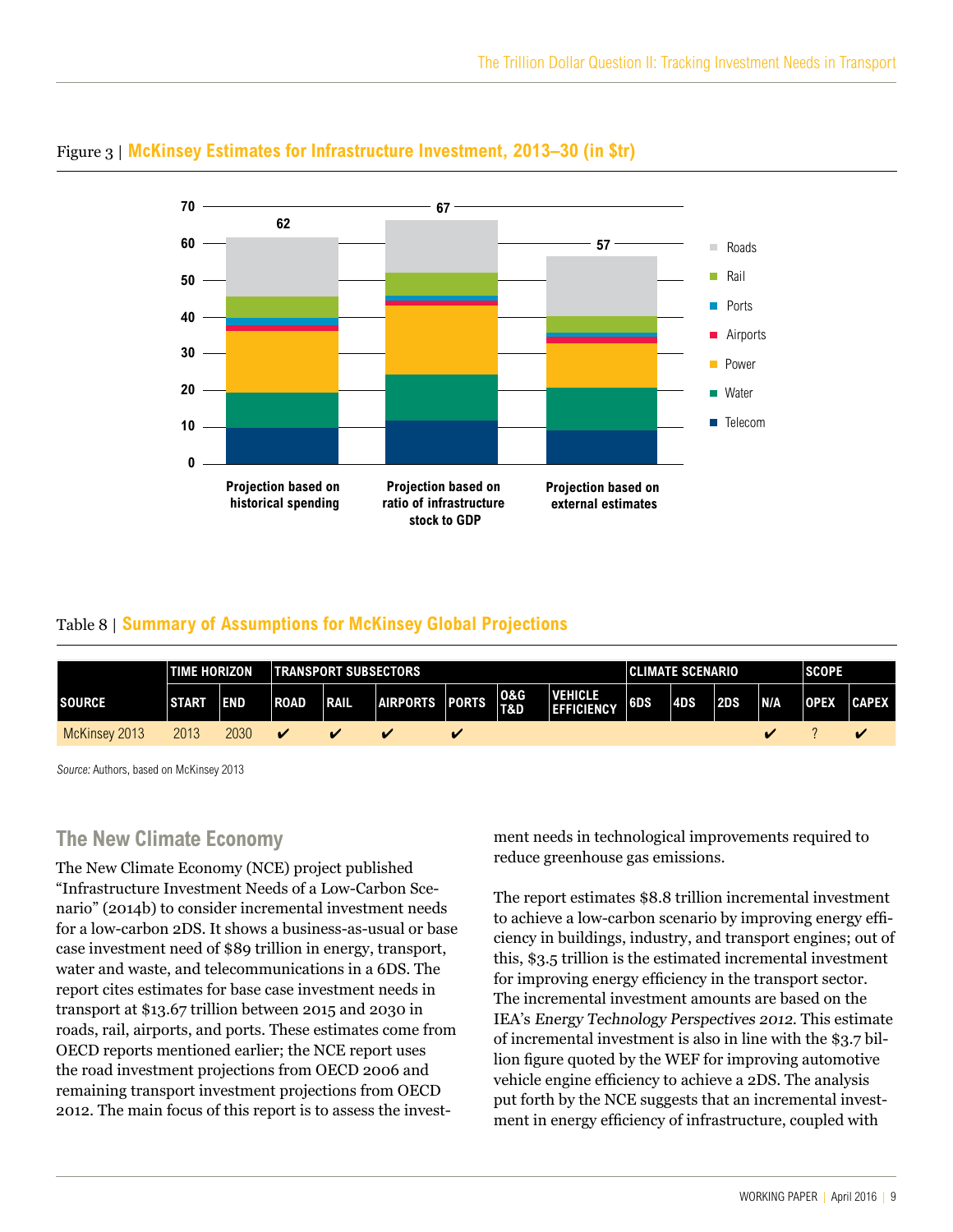Figure 3 | **McKinsey Estimates for Infrastructure Investment, 2013–30 (in $tr)**

Table 8 | **Summary of Assumptions for McKinsey Global Projections**

| SOURCE | TIME HORIZON | | TRANSPORT SUBSECTORS | | | | | | CLIMATE SCENARIO | | | | SCOPE | |
|---|---|---|---|---|---|---|---|---|---|---|---|---|---|---|
| | START | END | ROAD | RAIL | AIRPORTS | PORTS | O&G T&D | VEHICLE EFFICIENCY | 6DS | 4DS | 2DS | N/A | OPEX | CAPEX |
| McKinsey 2013 | 2013 | 2030 | ✔ | ✔ | ✔ | ✔ | | | | | | ✔ | ? | ✔ |

*Source:* Authors, based on McKinsey 2013

## The New Climate Economy

The New Climate Economy (NCE) project published "Infrastructure Investment Needs of a Low-Carbon Scenario" (2014b) to consider incremental investment needs for a low-carbon 2DS. It shows a business-as-usual or base case investment need of $89 trillion in energy, transport, water and waste, and telecommunications in a 6DS. The report cites estimates for base case investment needs in transport at $13.67 trillion between 2015 and 2030 in roads, rail, airports, and ports. These estimates come from OECD reports mentioned earlier; the NCE report uses the road investment projections from OECD 2006 and remaining transport investment projections from OECD 2012. The main focus of this report is to assess the investment needs in technological improvements required to reduce greenhouse gas emissions.

The report estimates $8.8 trillion incremental investment to achieve a low-carbon scenario by improving energy efficiency in buildings, industry, and transport engines; out of this, $3.5 trillion is the estimated incremental investment for improving energy efficiency in the transport sector. The incremental investment amounts are based on the IEA's *Energy Technology Perspectives 2012*. This estimate of incremental investment is also in line with the $3.7 billion figure quoted by the WEF for improving automotive vehicle engine efficiency to achieve a 2DS. The analysis put forth by the NCE suggests that an incremental investment in energy efficiency of infrastructure, coupled with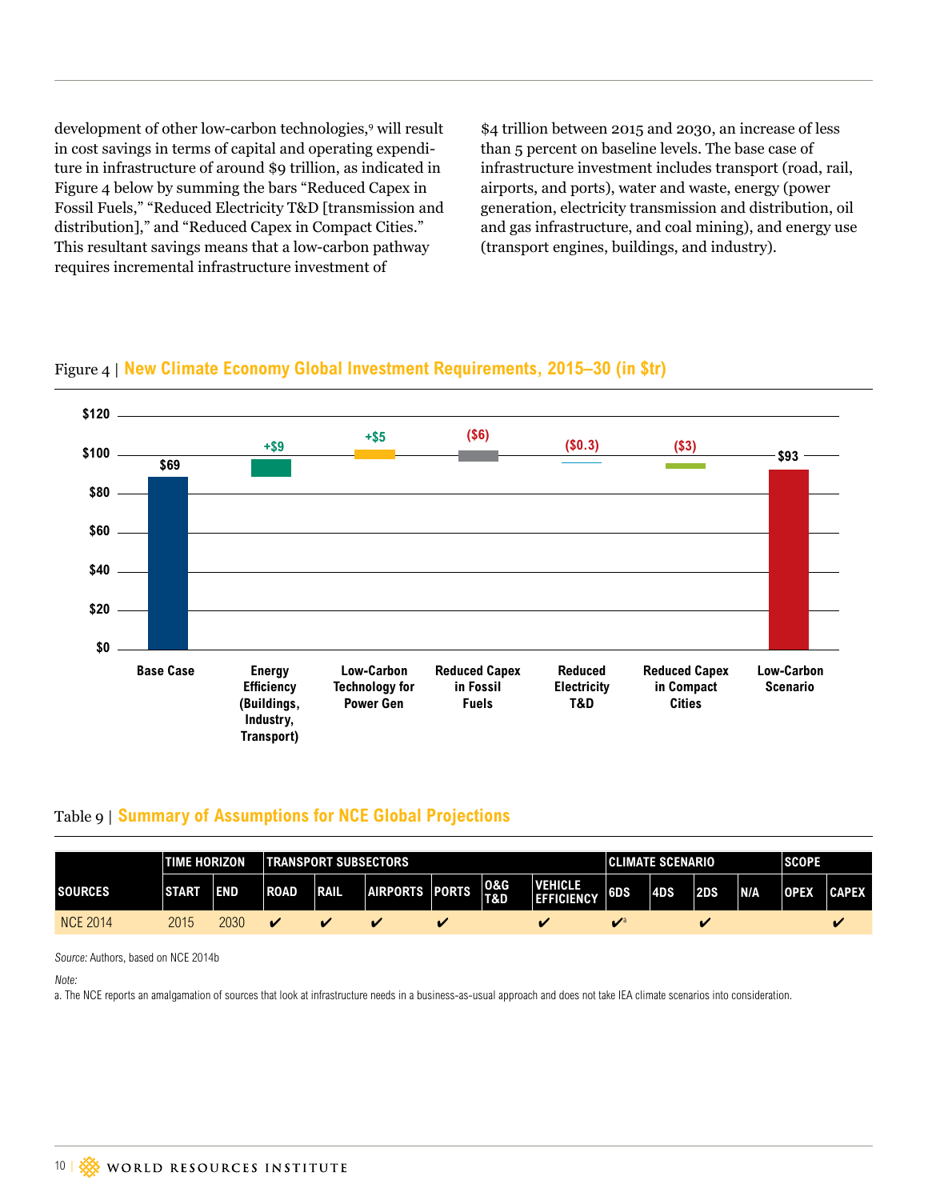development of other low-carbon technologies,[9] will result in cost savings in terms of capital and operating expenditure in infrastructure of around $9 trillion, as indicated in Figure 4 below by summing the bars "Reduced Capex in Fossil Fuels," "Reduced Electricity T&D [transmission and distribution]," and "Reduced Capex in Compact Cities." This resultant savings means that a low-carbon pathway requires incremental infrastructure investment of $4 trillion between 2015 and 2030, an increase of less than 5 percent on baseline levels. The base case of infrastructure investment includes transport (road, rail, airports, and ports), water and waste, energy (power generation, electricity transmission and distribution, oil and gas infrastructure, and coal mining), and energy use (transport engines, buildings, and industry).

Figure 4 | **New Climate Economy Global Investment Requirements, 2015–30 (in $tr)**

| Base Case | Energy Efficiency (Buildings, Industry, Transport) | Low-Carbon Technology for Power Gen | Reduced Capex in Fossil Fuels | Reduced Electricity T&D | Reduced Capex in Compact Cities | Low-Carbon Scenario |
|---|---|---|---|---|---|---|
| $69 | +$9 | +$5 | ($6) | ($0.3) | ($3) | $93 |

Table 9 | **Summary of Assumptions for NCE Global Projections**

| | TIME HORIZON | | TRANSPORT SUBSECTORS | | | | | | CLIMATE SCENARIO | | | | SCOPE | |
|---|---|---|---|---|---|---|---|---|---|---|---|---|---|---|
| SOURCES | START | END | ROAD | RAIL | AIRPORTS | PORTS | O&G T&D | VEHICLE EFFICIENCY | 6DS | 4DS | 2DS | N/A | OPEX | CAPEX |
| NCE 2014 | 2015 | 2030 | ✔ | ✔ | ✔ | ✔ | | ✔ | ✔[a] | | ✔ | | | ✔ |

*Source:* Authors, based on NCE 2014b

*Note:*

a. The NCE reports an amalgamation of sources that look at infrastructure needs in a business-as-usual approach and does not take IEA climate scenarios into consideration.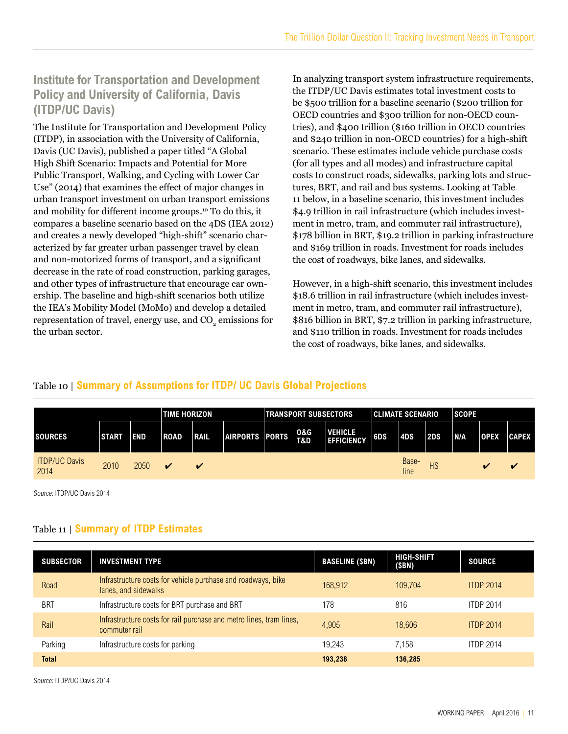## Institute for Transportation and Development Policy and University of California, Davis (ITDP/UC Davis)

The Institute for Transportation and Development Policy (ITDP), in association with the University of California, Davis (UC Davis), published a paper titled "A Global High Shift Scenario: Impacts and Potential for More Public Transport, Walking, and Cycling with Lower Car Use" (2014) that examines the effect of major changes in urban transport investment on urban transport emissions and mobility for different income groups.[10] To do this, it compares a baseline scenario based on the 4DS (IEA 2012) and creates a newly developed "high-shift" scenario characterized by far greater urban passenger travel by clean and non-motorized forms of transport, and a significant decrease in the rate of road construction, parking garages, and other types of infrastructure that encourage car ownership. The baseline and high-shift scenarios both utilize the IEA's Mobility Model (MoMo) and develop a detailed representation of travel, energy use, and $CO_2$ emissions for the urban sector.

In analyzing transport system infrastructure requirements, the ITDP/UC Davis estimates total investment costs to be $500 trillion for a baseline scenario ($200 trillion for OECD countries and $300 trillion for non-OECD countries), and $400 trillion ($160 trillion in OECD countries and $240 trillion in non-OECD countries) for a high-shift scenario. These estimates include vehicle purchase costs (for all types and all modes) and infrastructure capital costs to construct roads, sidewalks, parking lots and structures, BRT, and rail and bus systems. Looking at Table 11 below, in a baseline scenario, this investment includes $4.9 trillion in rail infrastructure (which includes investment in metro, tram, and commuter rail infrastructure), $178 billion in BRT, $19.2 trillion in parking infrastructure and $169 trillion in roads. Investment for roads includes the cost of roadways, bike lanes, and sidewalks.

However, in a high-shift scenario, this investment includes $18.6 trillion in rail infrastructure (which includes investment in metro, tram, and commuter rail infrastructure), $816 billion in BRT, $7.2 trillion in parking infrastructure, and $110 trillion in roads. Investment for roads includes the cost of roadways, bike lanes, and sidewalks.

Table 10 | **Summary of Assumptions for ITDP/ UC Davis Global Projections**

| | TIME HORIZON | | TRANSPORT SUBSECTORS | | | | | | CLIMATE SCENARIO | | | SCOPE | | |
|---|---|---|---|---|---|---|---|---|---|---|---|---|---|---|
| **SOURCES** | **START** | **END** | **ROAD** | **RAIL** | **AIRPORTS** | **PORTS** | **O&G T&D** | **VEHICLE EFFICIENCY** | **6DS** | **4DS** | **2DS** | **N/A** | **OPEX** | **CAPEX** |
| ITDP/UC Davis 2014 | 2010 | 2050 | ✔ | ✔ | | | | | | Base-line | HS | | ✔ | ✔ |

*Source:* ITDP/UC Davis 2014

Table 11 | **Summary of ITDP Estimates**

| SUBSECTOR | INVESTMENT TYPE | BASELINE ($BN) | HIGH-SHIFT ($BN) | SOURCE |
|---|---|---|---|---|
| Road | Infrastructure costs for vehicle purchase and roadways, bike lanes, and sidewalks | 168,912 | 109,704 | ITDP 2014 |
| BRT | Infrastructure costs for BRT purchase and BRT | 178 | 816 | ITDP 2014 |
| Rail | Infrastructure costs for rail purchase and metro lines, tram lines, commuter rail | 4,905 | 18,606 | ITDP 2014 |
| Parking | Infrastructure costs for parking | 19,243 | 7,158 | ITDP 2014 |
| **Total** | | **193,238** | **136,285** | |

*Source:* ITDP/UC Davis 2014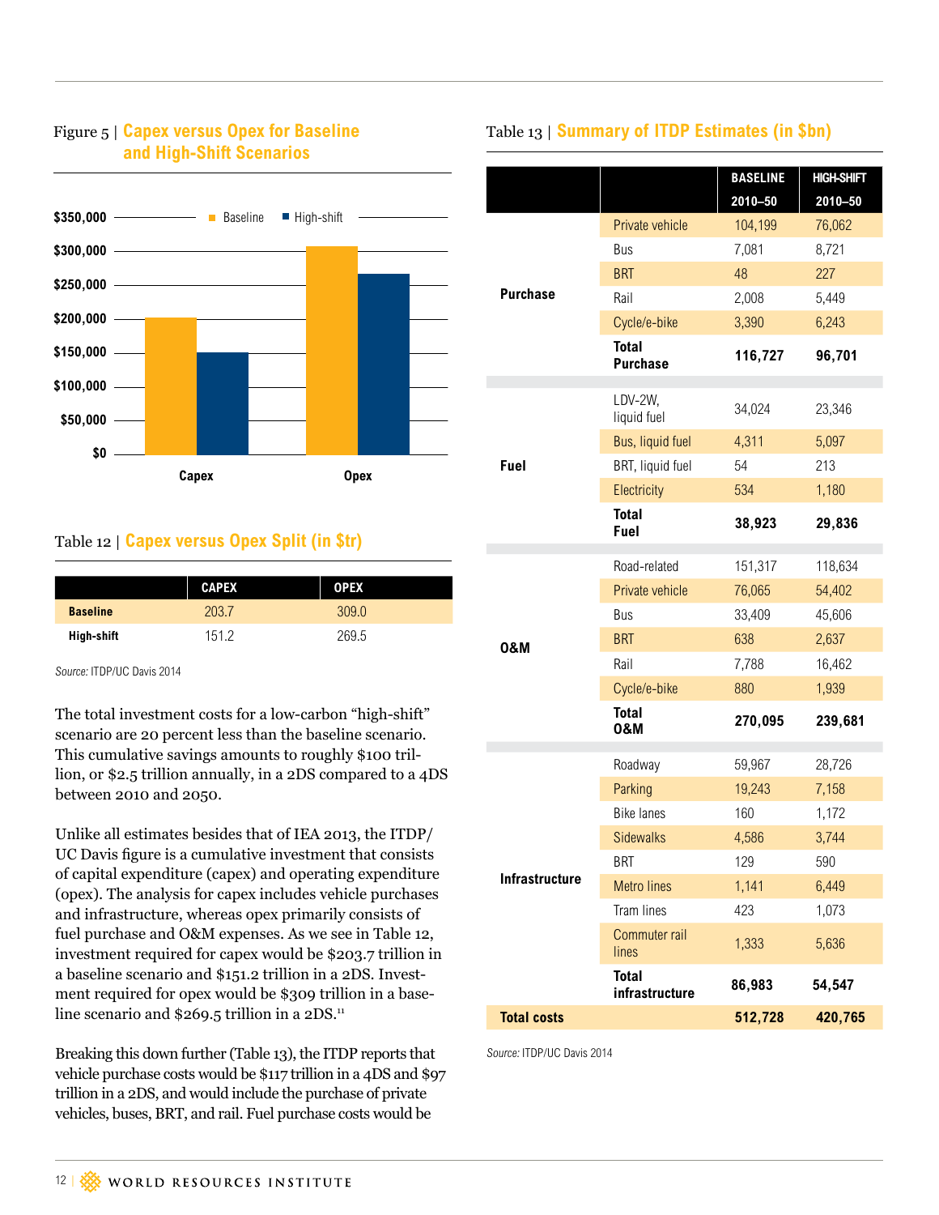Figure 5 | **Capex versus Opex for Baseline and High-Shift Scenarios**

Table 12 | **Capex versus Opex Split (in $tr)**

| | CAPEX | OPEX |
|---|---|---|
| **Baseline** | 203.7 | 309.0 |
| **High-shift** | 151.2 | 269.5 |

*Source:* ITDP/UC Davis 2014

The total investment costs for a low-carbon "high-shift" scenario are 20 percent less than the baseline scenario. This cumulative savings amounts to roughly $100 trillion, or $2.5 trillion annually, in a 2DS compared to a 4DS between 2010 and 2050.

Unlike all estimates besides that of IEA 2013, the ITDP/UC Davis figure is a cumulative investment that consists of capital expenditure (capex) and operating expenditure (opex). The analysis for capex includes vehicle purchases and infrastructure, whereas opex primarily consists of fuel purchase and O&M expenses. As we see in Table 12, investment required for capex would be $203.7 trillion in a baseline scenario and $151.2 trillion in a 2DS. Investment required for opex would be $309 trillion in a baseline scenario and $269.5 trillion in a 2DS.[11]

Breaking this down further (Table 13), the ITDP reports that vehicle purchase costs would be $117 trillion in a 4DS and $97 trillion in a 2DS, and would include the purchase of private vehicles, buses, BRT, and rail. Fuel purchase costs would be

Table 13 | **Summary of ITDP Estimates (in $bn)**

| | | BASELINE 2010–50 | HIGH-SHIFT 2010–50 |
|---|---|---|---|
| **Purchase** | Private vehicle | 104,199 | 76,062 |
| | Bus | 7,081 | 8,721 |
| | BRT | 48 | 227 |
| | Rail | 2,008 | 5,449 |
| | Cycle/e-bike | 3,390 | 6,243 |
| | **Total Purchase** | **116,727** | **96,701** |
| **Fuel** | LDV-2W, liquid fuel | 34,024 | 23,346 |
| | Bus, liquid fuel | 4,311 | 5,097 |
| | BRT, liquid fuel | 54 | 213 |
| | Electricity | 534 | 1,180 |
| | **Total Fuel** | **38,923** | **29,836** |
| **O&M** | Road-related | 151,317 | 118,634 |
| | Private vehicle | 76,065 | 54,402 |
| | Bus | 33,409 | 45,606 |
| | BRT | 638 | 2,637 |
| | Rail | 7,788 | 16,462 |
| | Cycle/e-bike | 880 | 1,939 |
| | **Total O&M** | **270,095** | **239,681** |
| **Infrastructure** | Roadway | 59,967 | 28,726 |
| | Parking | 19,243 | 7,158 |
| | Bike lanes | 160 | 1,172 |
| | Sidewalks | 4,586 | 3,744 |
| | BRT | 129 | 590 |
| | Metro lines | 1,141 | 6,449 |
| | Tram lines | 423 | 1,073 |
| | Commuter rail lines | 1,333 | 5,636 |
| | **Total infrastructure** | **86,983** | **54,547** |
| **Total costs** | | **512,728** | **420,765** |

*Source:* ITDP/UC Davis 2014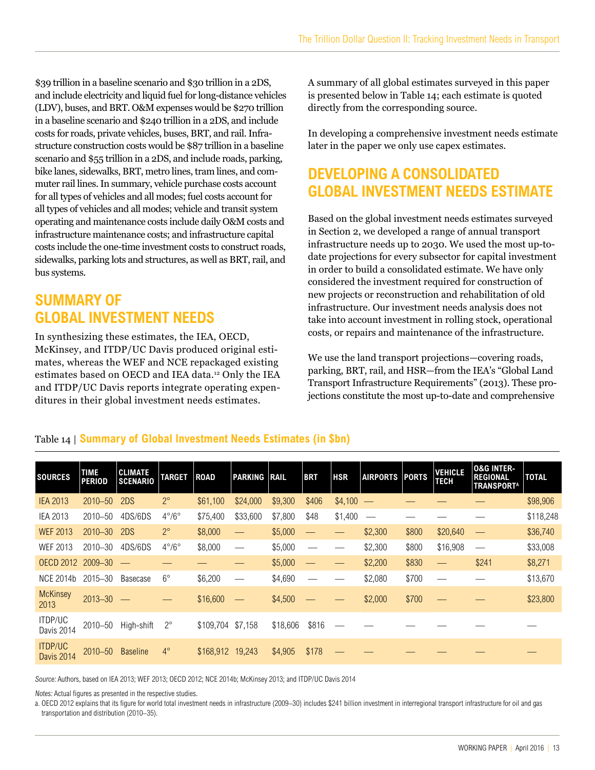$39 trillion in a baseline scenario and $30 trillion in a 2DS, and include electricity and liquid fuel for long-distance vehicles (LDV), buses, and BRT. O&M expenses would be $270 trillion in a baseline scenario and $240 trillion in a 2DS, and include costs for roads, private vehicles, buses, BRT, and rail. Infrastructure construction costs would be $87 trillion in a baseline scenario and $55 trillion in a 2DS, and include roads, parking, bike lanes, sidewalks, BRT, metro lines, tram lines, and commuter rail lines. In summary, vehicle purchase costs account for all types of vehicles and all modes; fuel costs account for all types of vehicles and all modes; vehicle and transit system operating and maintenance costs include daily O&M costs and infrastructure maintenance costs; and infrastructure capital costs include the one-time investment costs to construct roads, sidewalks, parking lots and structures, as well as BRT, rail, and bus systems.

## SUMMARY OF GLOBAL INVESTMENT NEEDS

In synthesizing these estimates, the IEA, OECD, McKinsey, and ITDP/UC Davis produced original estimates, whereas the WEF and NCE repackaged existing estimates based on OECD and IEA data.[12] Only the IEA and ITDP/UC Davis reports integrate operating expenditures in their global investment needs estimates.

A summary of all global estimates surveyed in this paper is presented below in Table 14; each estimate is quoted directly from the corresponding source.

In developing a comprehensive investment needs estimate later in the paper we only use capex estimates.

## DEVELOPING A CONSOLIDATED GLOBAL INVESTMENT NEEDS ESTIMATE

Based on the global investment needs estimates surveyed in Section 2, we developed a range of annual transport infrastructure needs up to 2030. We used the most up-to-date projections for every subsector for capital investment in order to build a consolidated estimate. We have only considered the investment required for construction of new projects or reconstruction and rehabilitation of old infrastructure. Our investment needs analysis does not take into account investment in rolling stock, operational costs, or repairs and maintenance of the infrastructure.

We use the land transport projections—covering roads, parking, BRT, rail, and HSR—from the IEA's "Global Land Transport Infrastructure Requirements" (2013). These projections constitute the most up-to-date and comprehensive

Table 14 | **Summary of Global Investment Needs Estimates (in $bn)**

| SOURCES | TIME PERIOD | CLIMATE SCENARIO | TARGET | ROAD | PARKING | RAIL | BRT | HSR | AIRPORTS | PORTS | VEHICLE TECH | O&G INTER-REGIONAL TRANSPORT[a] | TOTAL |
|---|---|---|---|---|---|---|---|---|---|---|---|---|---|
| IEA 2013 | 2010–50 | 2DS | 2° | $61,100 | $24,000 | $9,300 | $406 | $4,100 | — | — | — | — | $98,906 |
| IEA 2013 | 2010–50 | 4DS/6DS | 4°/6° | $75,400 | $33,600 | $7,800 | $48 | $1,400 | — | — | — | — | $118,248 |
| WEF 2013 | 2010–30 | 2DS | 2° | $8,000 | — | $5,000 | — | — | $2,300 | $800 | $20,640 | — | $36,740 |
| WEF 2013 | 2010–30 | 4DS/6DS | 4°/6° | $8,000 | — | $5,000 | — | — | $2,300 | $800 | $16,908 | — | $33,008 |
| OECD 2012 | 2009–30 | — | — | — | — | $5,000 | — | — | $2,200 | $830 | — | $241 | $8,271 |
| NCE 2014b | 2015–30 | Basecase | 6° | $6,200 | — | $4,690 | — | — | $2,080 | $700 | — | — | $13,670 |
| McKinsey 2013 | 2013–30 | — | — | $16,600 | — | $4,500 | — | — | $2,000 | $700 | — | — | $23,800 |
| ITDP/UC Davis 2014 | 2010–50 | High-shift | 2° | $109,704 | $7,158 | $18,606 | $816 | — | — | — | — | — | — |
| ITDP/UC Davis 2014 | 2010–50 | Baseline | 4° | $168,912 | 19,243 | $4,905 | $178 | — | — | — | — | — | — |

*Source:* Authors, based on IEA 2013; WEF 2013; OECD 2012; NCE 2014b; McKinsey 2013; and ITDP/UC Davis 2014

*Notes:* Actual figures as presented in the respective studies.

a. OECD 2012 explains that its figure for world total investment needs in infrastructure (2009–30) includes $241 billion investment in interregional transport infrastructure for oil and gas transportation and distribution (2010–35).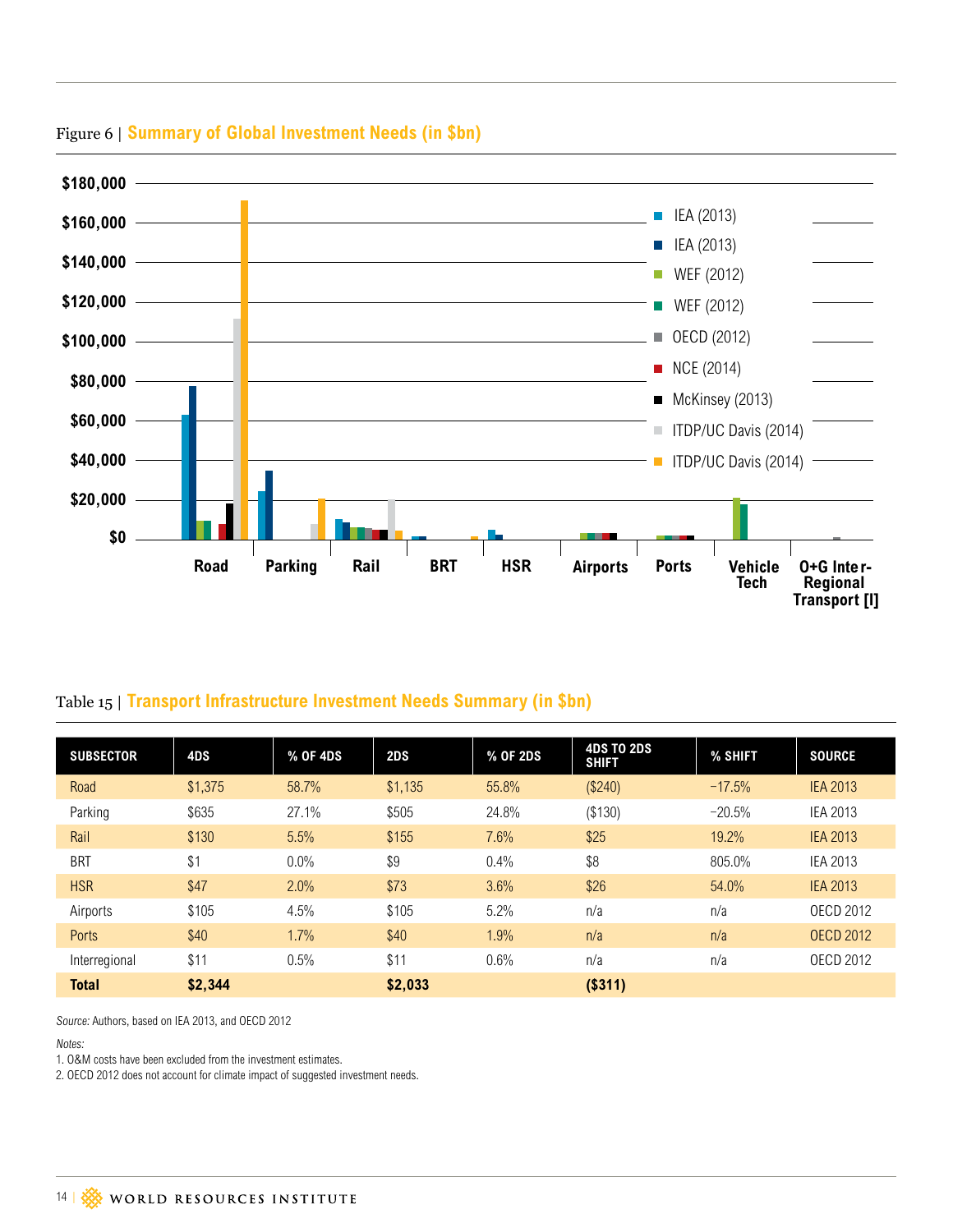Figure 6 | **Summary of Global Investment Needs (in $bn)**

Table 15 | **Transport Infrastructure Investment Needs Summary (in $bn)**

| SUBSECTOR | 4DS | % OF 4DS | 2DS | % OF 2DS | 4DS TO 2DS SHIFT | % SHIFT | SOURCE |
|---|---|---|---|---|---|---|---|
| Road | $1,375 | 58.7% | $1,135 | 55.8% | ($240) | −17.5% | IEA 2013 |
| Parking | $635 | 27.1% | $505 | 24.8% | ($130) | −20.5% | IEA 2013 |
| Rail | $130 | 5.5% | $155 | 7.6% | $25 | 19.2% | IEA 2013 |
| BRT | $1 | 0.0% | $9 | 0.4% | $8 | 805.0% | IEA 2013 |
| HSR | $47 | 2.0% | $73 | 3.6% | $26 | 54.0% | IEA 2013 |
| Airports | $105 | 4.5% | $105 | 5.2% | n/a | n/a | OECD 2012 |
| Ports | $40 | 1.7% | $40 | 1.9% | n/a | n/a | OECD 2012 |
| Interregional | $11 | 0.5% | $11 | 0.6% | n/a | n/a | OECD 2012 |
| **Total** | **$2,344** | | **$2,033** | | **($311)** | | |

*Source:* Authors, based on IEA 2013, and OECD 2012

*Notes:*
1. O&M costs have been excluded from the investment estimates.
2. OECD 2012 does not account for climate impact of suggested investment needs.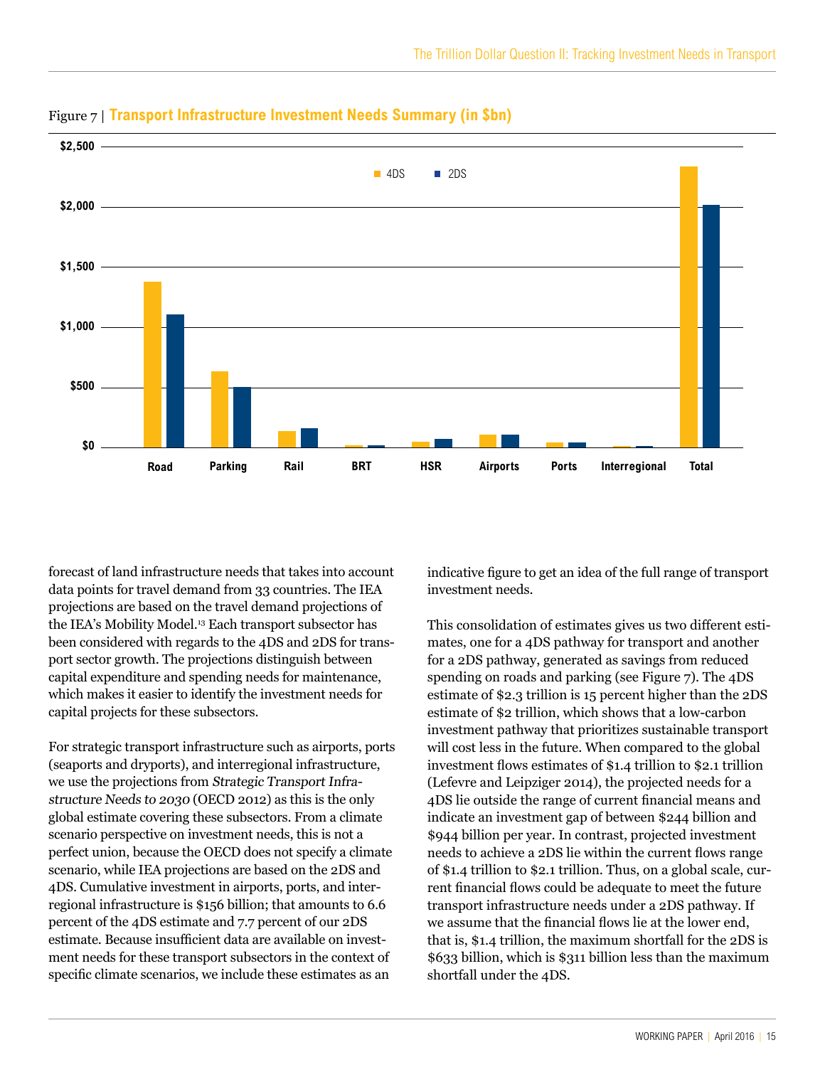Figure 7 | **Transport Infrastructure Investment Needs Summary (in $bn)**

forecast of land infrastructure needs that takes into account data points for travel demand from 33 countries. The IEA projections are based on the travel demand projections of the IEA's Mobility Model.[13] Each transport subsector has been considered with regards to the 4DS and 2DS for transport sector growth. The projections distinguish between capital expenditure and spending needs for maintenance, which makes it easier to identify the investment needs for capital projects for these subsectors.

For strategic transport infrastructure such as airports, ports (seaports and dryports), and interregional infrastructure, we use the projections from *Strategic Transport Infrastructure Needs to 2030* (OECD 2012) as this is the only global estimate covering these subsectors. From a climate scenario perspective on investment needs, this is not a perfect union, because the OECD does not specify a climate scenario, while IEA projections are based on the 2DS and 4DS. Cumulative investment in airports, ports, and interregional infrastructure is $156 billion; that amounts to 6.6 percent of the 4DS estimate and 7.7 percent of our 2DS estimate. Because insufficient data are available on investment needs for these transport subsectors in the context of specific climate scenarios, we include these estimates as an indicative figure to get an idea of the full range of transport investment needs.

This consolidation of estimates gives us two different estimates, one for a 4DS pathway for transport and another for a 2DS pathway, generated as savings from reduced spending on roads and parking (see Figure 7). The 4DS estimate of $2.3 trillion is 15 percent higher than the 2DS estimate of $2 trillion, which shows that a low-carbon investment pathway that prioritizes sustainable transport will cost less in the future. When compared to the global investment flows estimates of $1.4 trillion to $2.1 trillion (Lefevre and Leipziger 2014), the projected needs for a 4DS lie outside the range of current financial means and indicate an investment gap of between $244 billion and $944 billion per year. In contrast, projected investment needs to achieve a 2DS lie within the current flows range of $1.4 trillion to $2.1 trillion. Thus, on a global scale, current financial flows could be adequate to meet the future transport infrastructure needs under a 2DS pathway. If we assume that the financial flows lie at the lower end, that is, $1.4 trillion, the maximum shortfall for the 2DS is $633 billion, which is $311 billion less than the maximum shortfall under the 4DS.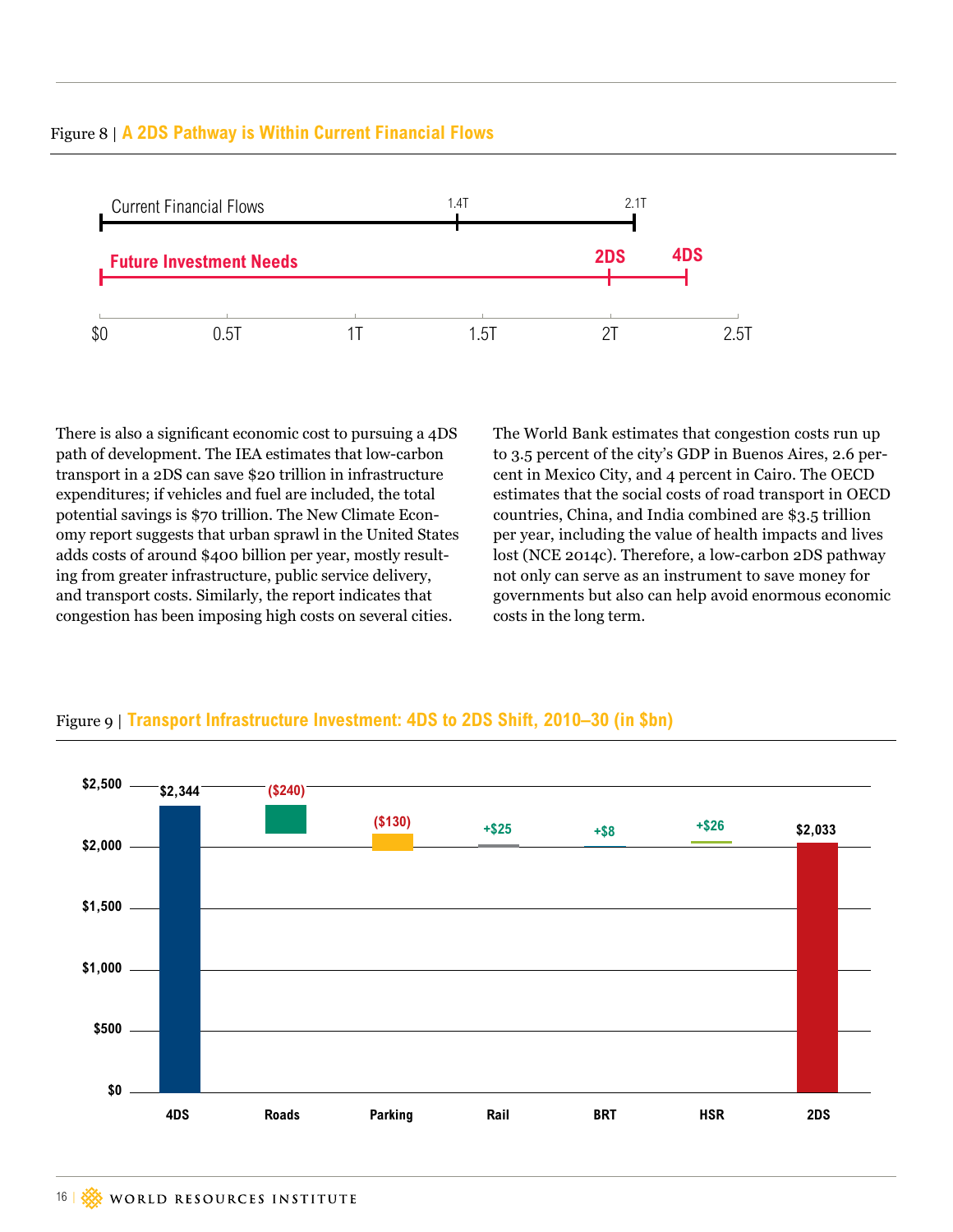Figure 8 | **A 2DS Pathway is Within Current Financial Flows**

| | Value |
|---|---|
| Current Financial Flows | 1.4T – 2.1T |
| Future Investment Needs: 2DS | 2T |
| Future Investment Needs: 4DS | ~2.3T |

There is also a significant economic cost to pursuing a 4DS path of development. The IEA estimates that low-carbon transport in a 2DS can save $20 trillion in infrastructure expenditures; if vehicles and fuel are included, the total potential savings is $70 trillion. The New Climate Economy report suggests that urban sprawl in the United States adds costs of around $400 billion per year, mostly resulting from greater infrastructure, public service delivery, and transport costs. Similarly, the report indicates that congestion has been imposing high costs on several cities.

The World Bank estimates that congestion costs run up to 3.5 percent of the city's GDP in Buenos Aires, 2.6 percent in Mexico City, and 4 percent in Cairo. The OECD estimates that the social costs of road transport in OECD countries, China, and India combined are $3.5 trillion per year, including the value of health impacts and lives lost (NCE 2014c). Therefore, a low-carbon 2DS pathway not only can serve as an instrument to save money for governments but also can help avoid enormous economic costs in the long term.

Figure 9 | **Transport Infrastructure Investment: 4DS to 2DS Shift, 2010–30 (in $bn)**

| 4DS | Roads | Parking | Rail | BRT | HSR | 2DS |
|---|---|---|---|---|---|---|
| $2,344 | ($240) | ($130) | +$25 | +$8 | +$26 | $2,033 |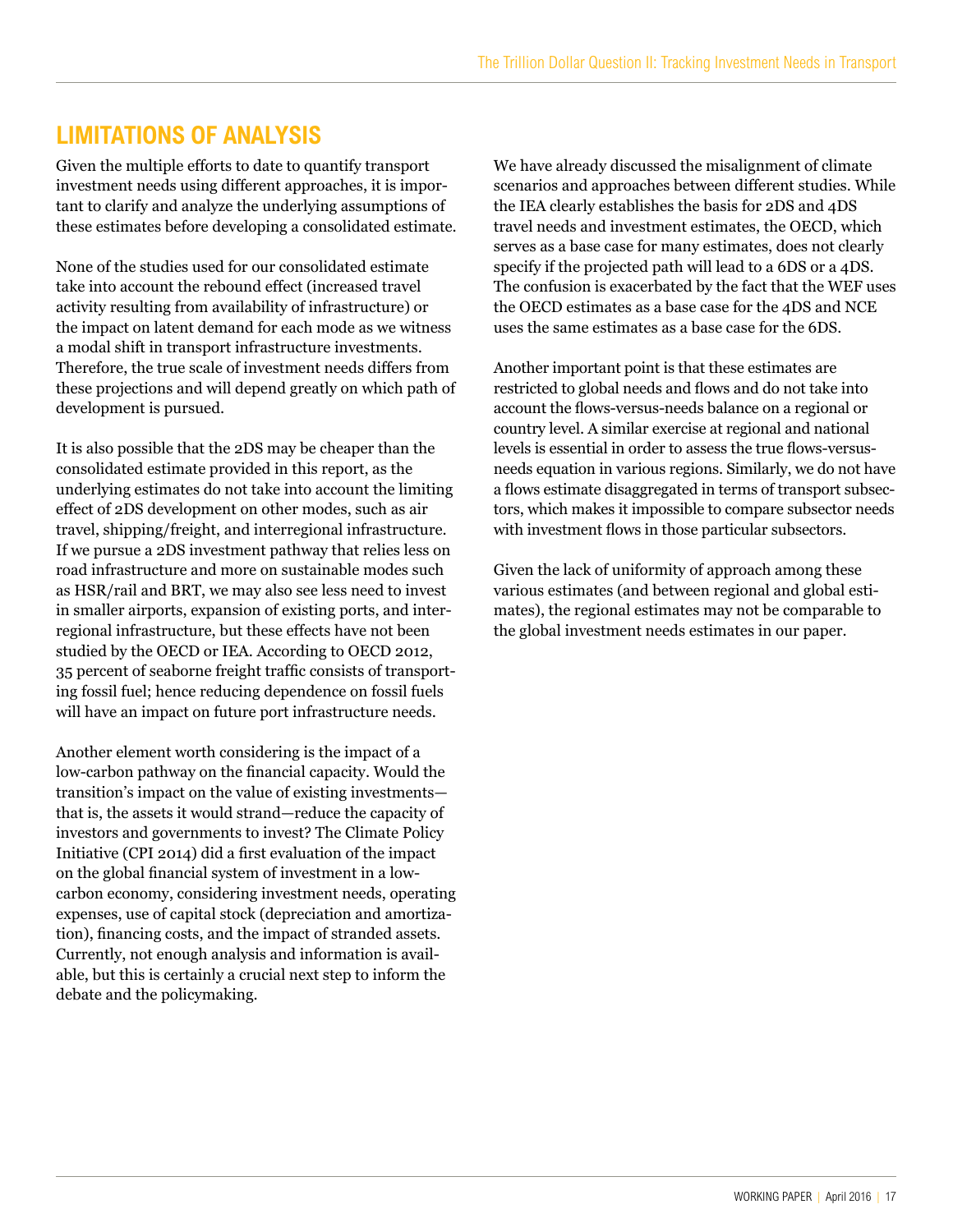## LIMITATIONS OF ANALYSIS

Given the multiple efforts to date to quantify transport investment needs using different approaches, it is important to clarify and analyze the underlying assumptions of these estimates before developing a consolidated estimate.

None of the studies used for our consolidated estimate take into account the rebound effect (increased travel activity resulting from availability of infrastructure) or the impact on latent demand for each mode as we witness a modal shift in transport infrastructure investments. Therefore, the true scale of investment needs differs from these projections and will depend greatly on which path of development is pursued.

It is also possible that the 2DS may be cheaper than the consolidated estimate provided in this report, as the underlying estimates do not take into account the limiting effect of 2DS development on other modes, such as air travel, shipping/freight, and interregional infrastructure. If we pursue a 2DS investment pathway that relies less on road infrastructure and more on sustainable modes such as HSR/rail and BRT, we may also see less need to invest in smaller airports, expansion of existing ports, and interregional infrastructure, but these effects have not been studied by the OECD or IEA. According to OECD 2012, 35 percent of seaborne freight traffic consists of transporting fossil fuel; hence reducing dependence on fossil fuels will have an impact on future port infrastructure needs.

Another element worth considering is the impact of a low-carbon pathway on the financial capacity. Would the transition's impact on the value of existing investments—that is, the assets it would strand—reduce the capacity of investors and governments to invest? The Climate Policy Initiative (CPI 2014) did a first evaluation of the impact on the global financial system of investment in a low-carbon economy, considering investment needs, operating expenses, use of capital stock (depreciation and amortization), financing costs, and the impact of stranded assets. Currently, not enough analysis and information is available, but this is certainly a crucial next step to inform the debate and the policymaking.

We have already discussed the misalignment of climate scenarios and approaches between different studies. While the IEA clearly establishes the basis for 2DS and 4DS travel needs and investment estimates, the OECD, which serves as a base case for many estimates, does not clearly specify if the projected path will lead to a 6DS or a 4DS. The confusion is exacerbated by the fact that the WEF uses the OECD estimates as a base case for the 4DS and NCE uses the same estimates as a base case for the 6DS.

Another important point is that these estimates are restricted to global needs and flows and do not take into account the flows-versus-needs balance on a regional or country level. A similar exercise at regional and national levels is essential in order to assess the true flows-versus-needs equation in various regions. Similarly, we do not have a flows estimate disaggregated in terms of transport subsectors, which makes it impossible to compare subsector needs with investment flows in those particular subsectors.

Given the lack of uniformity of approach among these various estimates (and between regional and global estimates), the regional estimates may not be comparable to the global investment needs estimates in our paper.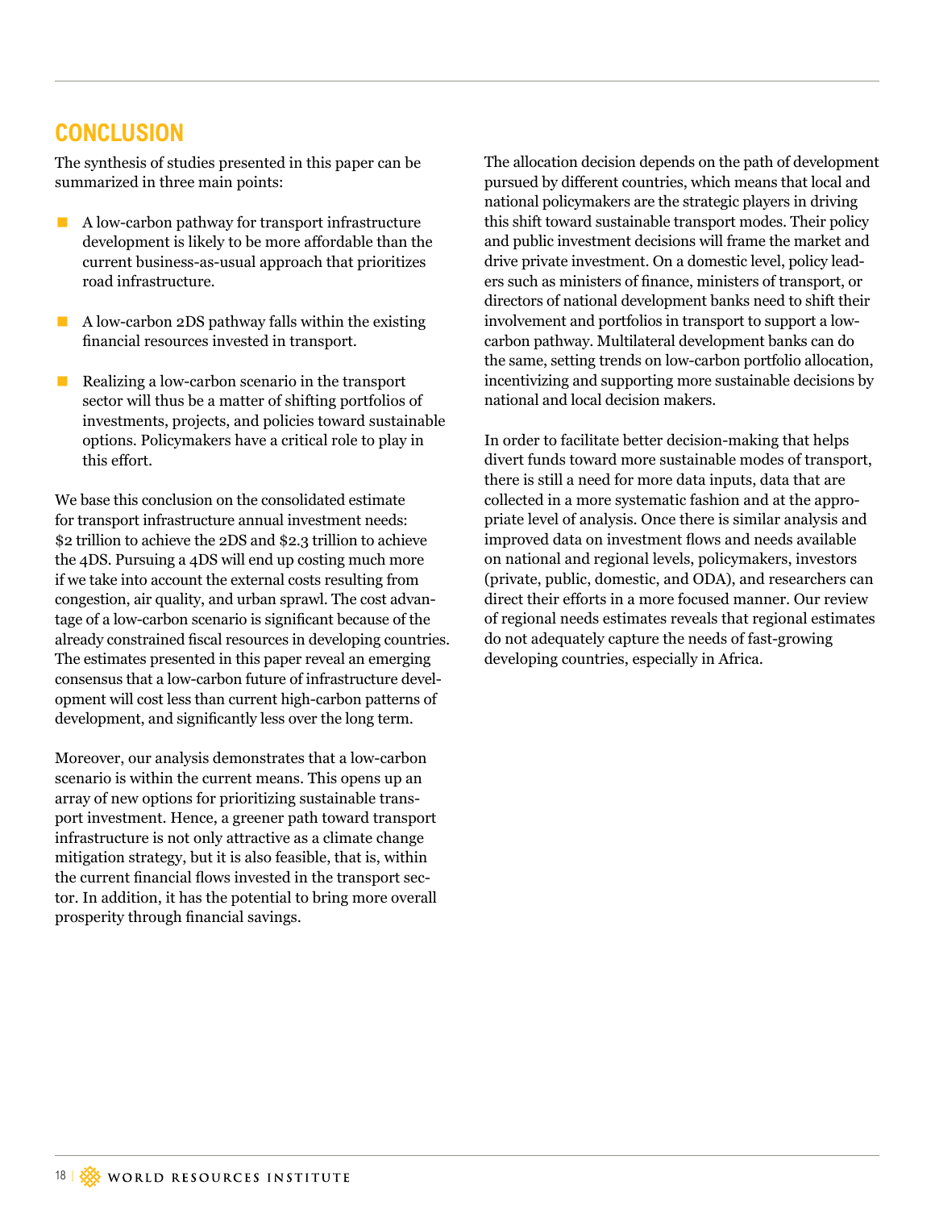## CONCLUSION

The synthesis of studies presented in this paper can be summarized in three main points:

- A low-carbon pathway for transport infrastructure development is likely to be more affordable than the current business-as-usual approach that prioritizes road infrastructure.
- A low-carbon 2DS pathway falls within the existing financial resources invested in transport.
- Realizing a low-carbon scenario in the transport sector will thus be a matter of shifting portfolios of investments, projects, and policies toward sustainable options. Policymakers have a critical role to play in this effort.

We base this conclusion on the consolidated estimate for transport infrastructure annual investment needs: $2 trillion to achieve the 2DS and $2.3 trillion to achieve the 4DS. Pursuing a 4DS will end up costing much more if we take into account the external costs resulting from congestion, air quality, and urban sprawl. The cost advantage of a low-carbon scenario is significant because of the already constrained fiscal resources in developing countries. The estimates presented in this paper reveal an emerging consensus that a low-carbon future of infrastructure development will cost less than current high-carbon patterns of development, and significantly less over the long term.

Moreover, our analysis demonstrates that a low-carbon scenario is within the current means. This opens up an array of new options for prioritizing sustainable transport investment. Hence, a greener path toward transport infrastructure is not only attractive as a climate change mitigation strategy, but it is also feasible, that is, within the current financial flows invested in the transport sector. In addition, it has the potential to bring more overall prosperity through financial savings.

The allocation decision depends on the path of development pursued by different countries, which means that local and national policymakers are the strategic players in driving this shift toward sustainable transport modes. Their policy and public investment decisions will frame the market and drive private investment. On a domestic level, policy leaders such as ministers of finance, ministers of transport, or directors of national development banks need to shift their involvement and portfolios in transport to support a low-carbon pathway. Multilateral development banks can do the same, setting trends on low-carbon portfolio allocation, incentivizing and supporting more sustainable decisions by national and local decision makers.

In order to facilitate better decision-making that helps divert funds toward more sustainable modes of transport, there is still a need for more data inputs, data that are collected in a more systematic fashion and at the appropriate level of analysis. Once there is similar analysis and improved data on investment flows and needs available on national and regional levels, policymakers, investors (private, public, domestic, and ODA), and researchers can direct their efforts in a more focused manner. Our review of regional needs estimates reveals that regional estimates do not adequately capture the needs of fast-growing developing countries, especially in Africa.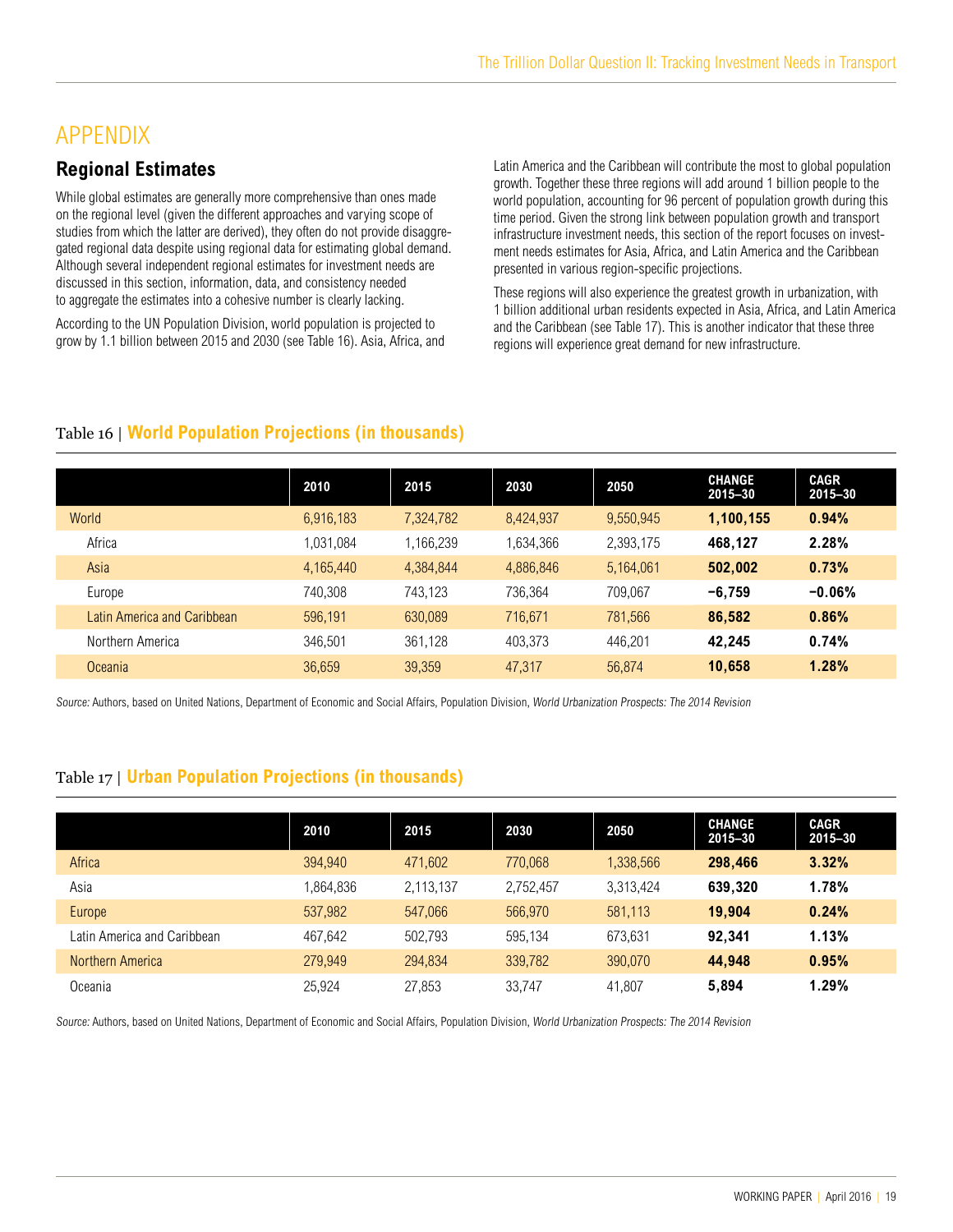# APPENDIX

## Regional Estimates

While global estimates are generally more comprehensive than ones made on the regional level (given the different approaches and varying scope of studies from which the latter are derived), they often do not provide disaggregated regional data despite using regional data for estimating global demand. Although several independent regional estimates for investment needs are discussed in this section, information, data, and consistency needed to aggregate the estimates into a cohesive number is clearly lacking.

According to the UN Population Division, world population is projected to grow by 1.1 billion between 2015 and 2030 (see Table 16). Asia, Africa, and Latin America and the Caribbean will contribute the most to global population growth. Together these three regions will add around 1 billion people to the world population, accounting for 96 percent of population growth during this time period. Given the strong link between population growth and transport infrastructure investment needs, this section of the report focuses on investment needs estimates for Asia, Africa, and Latin America and the Caribbean presented in various region-specific projections.

These regions will also experience the greatest growth in urbanization, with 1 billion additional urban residents expected in Asia, Africa, and Latin America and the Caribbean (see Table 17). This is another indicator that these three regions will experience great demand for new infrastructure.

Table 16 | **World Population Projections (in thousands)**

| | 2010 | 2015 | 2030 | 2050 | CHANGE 2015–30 | CAGR 2015–30 |
|---|---|---|---|---|---|---|
| World | 6,916,183 | 7,324,782 | 8,424,937 | 9,550,945 | **1,100,155** | **0.94%** |
| Africa | 1,031,084 | 1,166,239 | 1,634,366 | 2,393,175 | **468,127** | **2.28%** |
| Asia | 4,165,440 | 4,384,844 | 4,886,846 | 5,164,061 | **502,002** | **0.73%** |
| Europe | 740,308 | 743,123 | 736,364 | 709,067 | **−6,759** | **−0.06%** |
| Latin America and Caribbean | 596,191 | 630,089 | 716,671 | 781,566 | **86,582** | **0.86%** |
| Northern America | 346,501 | 361,128 | 403,373 | 446,201 | **42,245** | **0.74%** |
| Oceania | 36,659 | 39,359 | 47,317 | 56,874 | **10,658** | **1.28%** |

*Source:* Authors, based on United Nations, Department of Economic and Social Affairs, Population Division, *World Urbanization Prospects: The 2014 Revision*

Table 17 | **Urban Population Projections (in thousands)**

| | 2010 | 2015 | 2030 | 2050 | CHANGE 2015–30 | CAGR 2015–30 |
|---|---|---|---|---|---|---|
| Africa | 394,940 | 471,602 | 770,068 | 1,338,566 | **298,466** | **3.32%** |
| Asia | 1,864,836 | 2,113,137 | 2,752,457 | 3,313,424 | **639,320** | **1.78%** |
| Europe | 537,982 | 547,066 | 566,970 | 581,113 | **19,904** | **0.24%** |
| Latin America and Caribbean | 467,642 | 502,793 | 595,134 | 673,631 | **92,341** | **1.13%** |
| Northern America | 279,949 | 294,834 | 339,782 | 390,070 | **44,948** | **0.95%** |
| Oceania | 25,924 | 27,853 | 33,747 | 41,807 | **5,894** | **1.29%** |

*Source:* Authors, based on United Nations, Department of Economic and Social Affairs, Population Division, *World Urbanization Prospects: The 2014 Revision*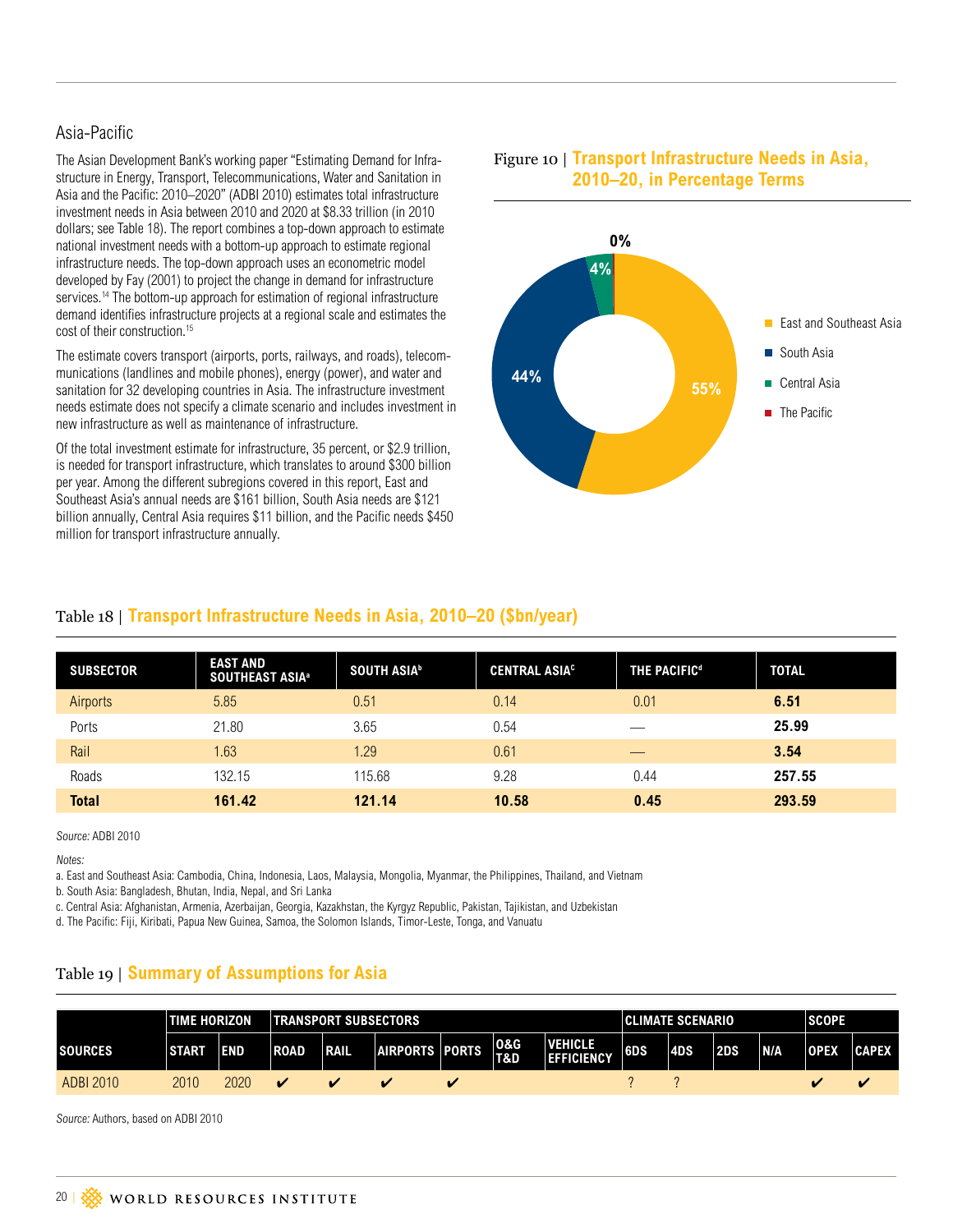## Asia-Pacific

The Asian Development Bank's working paper "Estimating Demand for Infrastructure in Energy, Transport, Telecommunications, Water and Sanitation in Asia and the Pacific: 2010–2020" (ADBI 2010) estimates total infrastructure investment needs in Asia between 2010 and 2020 at $8.33 trillion (in 2010 dollars; see Table 18). The report combines a top-down approach to estimate national investment needs with a bottom-up approach to estimate regional infrastructure needs. The top-down approach uses an econometric model developed by Fay (2001) to project the change in demand for infrastructure services.[14] The bottom-up approach for estimation of regional infrastructure demand identifies infrastructure projects at a regional scale and estimates the cost of their construction.[15]

The estimate covers transport (airports, ports, railways, and roads), telecommunications (landlines and mobile phones), energy (power), and water and sanitation for 32 developing countries in Asia. The infrastructure investment needs estimate does not specify a climate scenario and includes investment in new infrastructure as well as maintenance of infrastructure.

Of the total investment estimate for infrastructure, 35 percent, or $2.9 trillion, is needed for transport infrastructure, which translates to around $300 billion per year. Among the different subregions covered in this report, East and Southeast Asia's annual needs are $161 billion, South Asia needs are $121 billion annually, Central Asia requires $11 billion, and the Pacific needs $450 million for transport infrastructure annually.

Figure 10 | **Transport Infrastructure Needs in Asia, 2010–20, in Percentage Terms**

| Region | Share |
|---|---|
| East and Southeast Asia | 55% |
| South Asia | 44% |
| Central Asia | 4% |
| The Pacific | 0% |

Table 18 | **Transport Infrastructure Needs in Asia, 2010–20 ($bn/year)**

| SUBSECTOR | EAST AND SOUTHEAST ASIA[a] | SOUTH ASIA[b] | CENTRAL ASIA[c] | THE PACIFIC[d] | TOTAL |
|---|---|---|---|---|---|
| Airports | 5.85 | 0.51 | 0.14 | 0.01 | **6.51** |
| Ports | 21.80 | 3.65 | 0.54 | — | **25.99** |
| Rail | 1.63 | 1.29 | 0.61 | — | **3.54** |
| Roads | 132.15 | 115.68 | 9.28 | 0.44 | **257.55** |
| **Total** | **161.42** | **121.14** | **10.58** | **0.45** | **293.59** |

*Source:* ADBI 2010

*Notes:*

a. East and Southeast Asia: Cambodia, China, Indonesia, Laos, Malaysia, Mongolia, Myanmar, the Philippines, Thailand, and Vietnam

b. South Asia: Bangladesh, Bhutan, India, Nepal, and Sri Lanka

c. Central Asia: Afghanistan, Armenia, Azerbaijan, Georgia, Kazakhstan, the Kyrgyz Republic, Pakistan, Tajikistan, and Uzbekistan

d. The Pacific: Fiji, Kiribati, Papua New Guinea, Samoa, the Solomon Islands, Timor-Leste, Tonga, and Vanuatu

Table 19 | **Summary of Assumptions for Asia**

| | TIME HORIZON | | TRANSPORT SUBSECTORS | | | | | | CLIMATE SCENARIO | | | | SCOPE | |
|---|---|---|---|---|---|---|---|---|---|---|---|---|---|---|
| SOURCES | START | END | ROAD | RAIL | AIRPORTS | PORTS | O&G T&D | VEHICLE EFFICIENCY | 6DS | 4DS | 2DS | N/A | OPEX | CAPEX |
| ADBI 2010 | 2010 | 2020 | ✔ | ✔ | ✔ | ✔ | | | ? | ? | | | ✔ | ✔ |

*Source:* Authors, based on ADBI 2010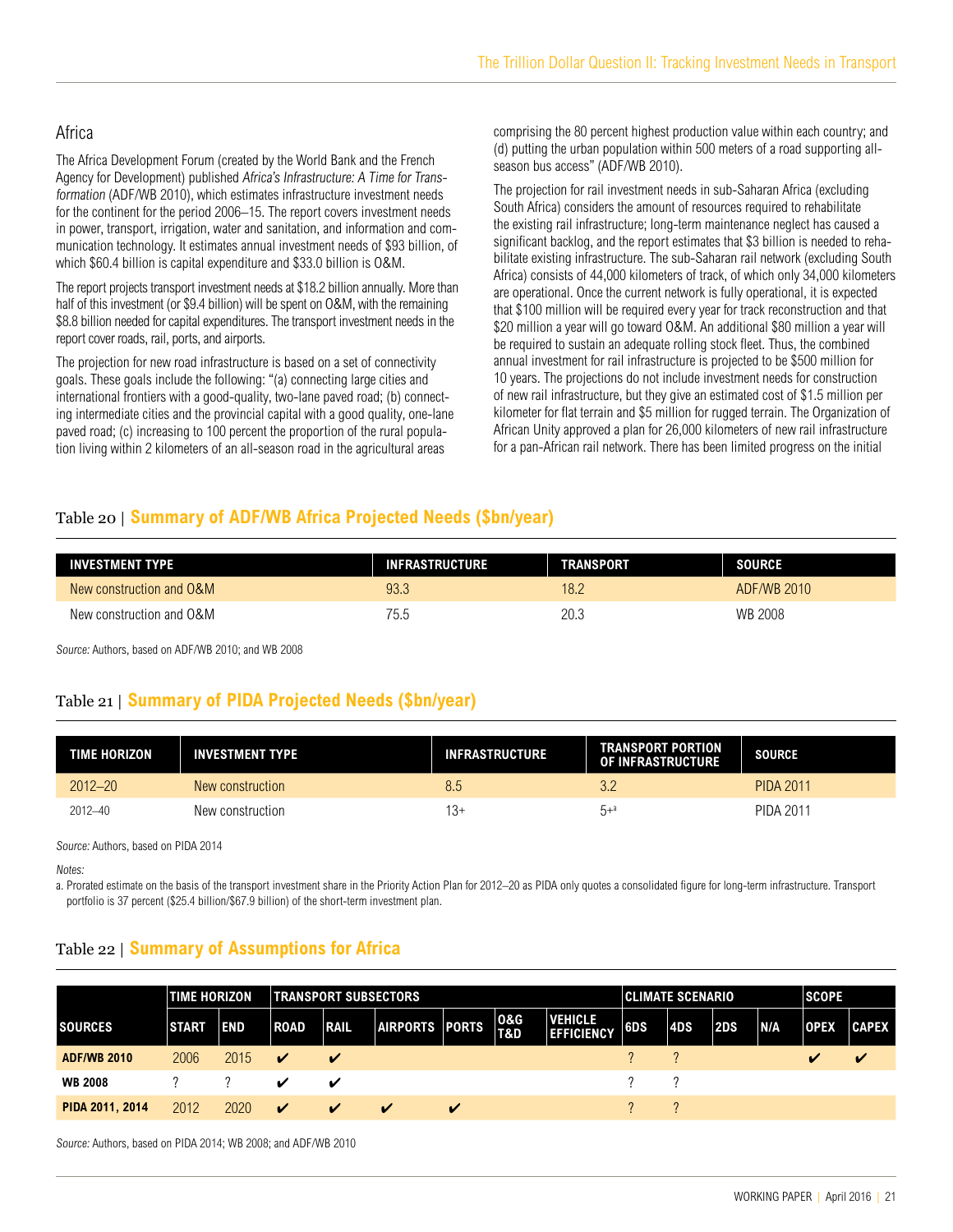## Africa

The Africa Development Forum (created by the World Bank and the French Agency for Development) published *Africa's Infrastructure: A Time for Transformation* (ADF/WB 2010), which estimates infrastructure investment needs for the continent for the period 2006–15. The report covers investment needs in power, transport, irrigation, water and sanitation, and information and communication technology. It estimates annual investment needs of $93 billion, of which $60.4 billion is capital expenditure and $33.0 billion is O&M.

The report projects transport investment needs at $18.2 billion annually. More than half of this investment (or $9.4 billion) will be spent on O&M, with the remaining $8.8 billion needed for capital expenditures. The transport investment needs in the report cover roads, rail, ports, and airports.

The projection for new road infrastructure is based on a set of connectivity goals. These goals include the following: "(a) connecting large cities and international frontiers with a good-quality, two-lane paved road; (b) connecting intermediate cities and the provincial capital with a good quality, one-lane paved road; (c) increasing to 100 percent the proportion of the rural population living within 2 kilometers of an all-season road in the agricultural areas comprising the 80 percent highest production value within each country; and (d) putting the urban population within 500 meters of a road supporting all-season bus access" (ADF/WB 2010).

The projection for rail investment needs in sub-Saharan Africa (excluding South Africa) considers the amount of resources required to rehabilitate the existing rail infrastructure; long-term maintenance neglect has caused a significant backlog, and the report estimates that $3 billion is needed to rehabilitate existing infrastructure. The sub-Saharan rail network (excluding South Africa) consists of 44,000 kilometers of track, of which only 34,000 kilometers are operational. Once the current network is fully operational, it is expected that $100 million will be required every year for track reconstruction and that $20 million a year will go toward O&M. An additional $80 million a year will be required to sustain an adequate rolling stock fleet. Thus, the combined annual investment for rail infrastructure is projected to be $500 million for 10 years. The projections do not include investment needs for construction of new rail infrastructure, but they give an estimated cost of $1.5 million per kilometer for flat terrain and $5 million for rugged terrain. The Organization of African Unity approved a plan for 26,000 kilometers of new rail infrastructure for a pan-African rail network. There has been limited progress on the initial

### Table 20 | Summary of ADF/WB Africa Projected Needs ($bn/year)

| INVESTMENT TYPE | INFRASTRUCTURE | TRANSPORT | SOURCE |
|---|---|---|---|
| New construction and O&M | 93.3 | 18.2 | ADF/WB 2010 |
| New construction and O&M | 75.5 | 20.3 | WB 2008 |

*Source:* Authors, based on ADF/WB 2010; and WB 2008

### Table 21 | Summary of PIDA Projected Needs ($bn/year)

| TIME HORIZON | INVESTMENT TYPE | INFRASTRUCTURE | TRANSPORT PORTION OF INFRASTRUCTURE | SOURCE |
|---|---|---|---|---|
| 2012–20 | New construction | 8.5 | 3.2 | PIDA 2011 |
| 2012–40 | New construction | 13+ | 5+[a] | PIDA 2011 |

*Source:* Authors, based on PIDA 2014

*Notes:*

a. Prorated estimate on the basis of the transport investment share in the Priority Action Plan for 2012–20 as PIDA only quotes a consolidated figure for long-term infrastructure. Transport portfolio is 37 percent ($25.4 billion/$67.9 billion) of the short-term investment plan.

### Table 22 | Summary of Assumptions for Africa

| | TIME HORIZON | | TRANSPORT SUBSECTORS | | | | | | CLIMATE SCENARIO | | | | SCOPE | |
|---|---|---|---|---|---|---|---|---|---|---|---|---|---|---|
| SOURCES | START | END | ROAD | RAIL | AIRPORTS | PORTS | O&G T&D | VEHICLE EFFICIENCY | 6DS | 4DS | 2DS | N/A | OPEX | CAPEX |
| ADF/WB 2010 | 2006 | 2015 | ✔ | ✔ | | | | | ? | ? | | | ✔ | ✔ |
| WB 2008 | ? | ? | ✔ | ✔ | | | | | ? | ? | | | | |
| PIDA 2011, 2014 | 2012 | 2020 | ✔ | ✔ | ✔ | ✔ | | | ? | ? | | | | |

*Source:* Authors, based on PIDA 2014; WB 2008; and ADF/WB 2010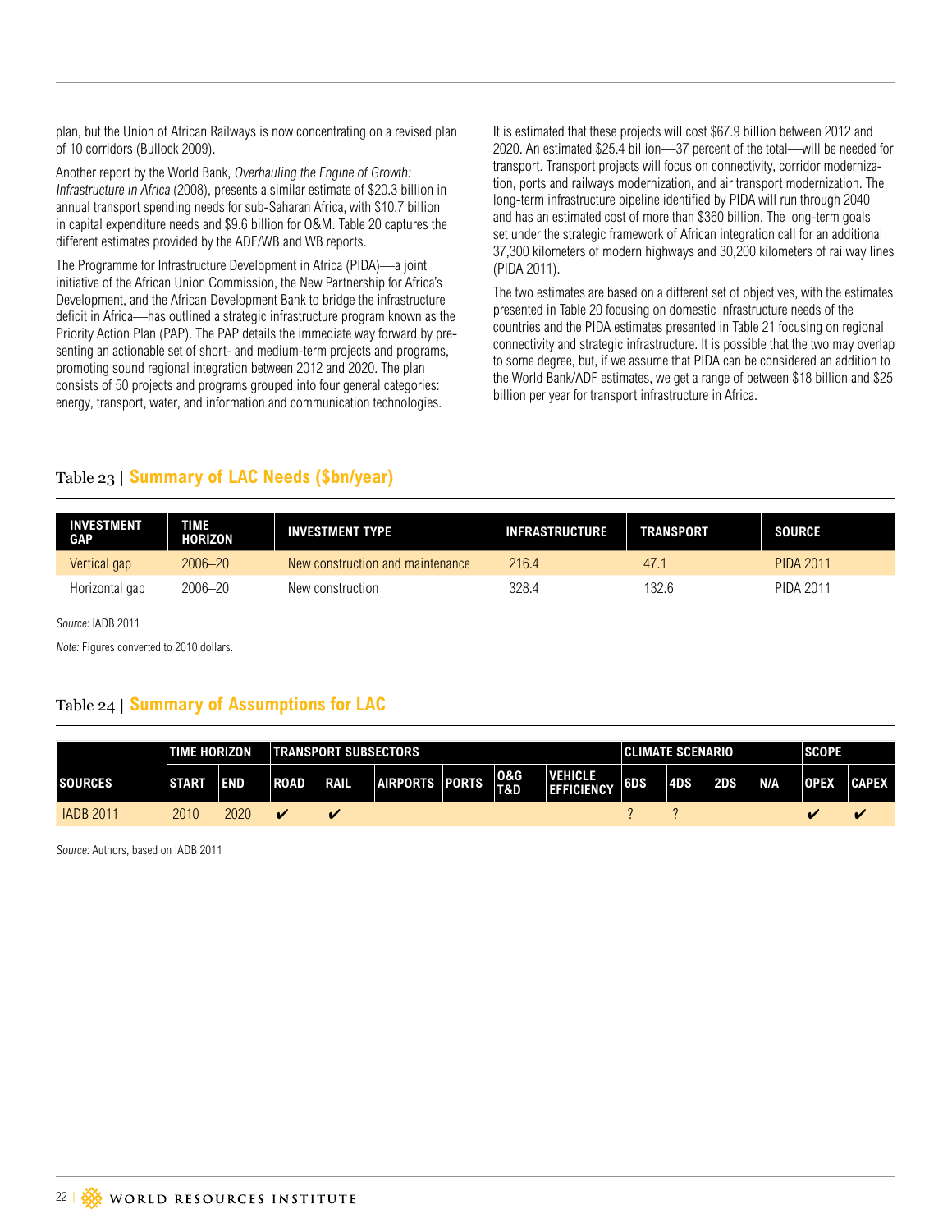plan, but the Union of African Railways is now concentrating on a revised plan of 10 corridors (Bullock 2009).

Another report by the World Bank, *Overhauling the Engine of Growth: Infrastructure in Africa* (2008), presents a similar estimate of $20.3 billion in annual transport spending needs for sub-Saharan Africa, with $10.7 billion in capital expenditure needs and $9.6 billion for O&M. Table 20 captures the different estimates provided by the ADF/WB and WB reports.

The Programme for Infrastructure Development in Africa (PIDA)—a joint initiative of the African Union Commission, the New Partnership for Africa's Development, and the African Development Bank to bridge the infrastructure deficit in Africa—has outlined a strategic infrastructure program known as the Priority Action Plan (PAP). The PAP details the immediate way forward by presenting an actionable set of short- and medium-term projects and programs, promoting sound regional integration between 2012 and 2020. The plan consists of 50 projects and programs grouped into four general categories: energy, transport, water, and information and communication technologies.

It is estimated that these projects will cost $67.9 billion between 2012 and 2020. An estimated $25.4 billion—37 percent of the total—will be needed for transport. Transport projects will focus on connectivity, corridor modernization, ports and railways modernization, and air transport modernization. The long-term infrastructure pipeline identified by PIDA will run through 2040 and has an estimated cost of more than $360 billion. The long-term goals set under the strategic framework of African integration call for an additional 37,300 kilometers of modern highways and 30,200 kilometers of railway lines (PIDA 2011).

The two estimates are based on a different set of objectives, with the estimates presented in Table 20 focusing on domestic infrastructure needs of the countries and the PIDA estimates presented in Table 21 focusing on regional connectivity and strategic infrastructure. It is possible that the two may overlap to some degree, but, if we assume that PIDA can be considered an addition to the World Bank/ADF estimates, we get a range of between $18 billion and $25 billion per year for transport infrastructure in Africa.

### Table 23 | Summary of LAC Needs ($bn/year)

| INVESTMENT GAP | TIME HORIZON | INVESTMENT TYPE | INFRASTRUCTURE | TRANSPORT | SOURCE |
|---|---|---|---|---|---|
| Vertical gap | 2006–20 | New construction and maintenance | 216.4 | 47.1 | PIDA 2011 |
| Horizontal gap | 2006–20 | New construction | 328.4 | 132.6 | PIDA 2011 |

*Source:* IADB 2011

*Note:* Figures converted to 2010 dollars.

### Table 24 | Summary of Assumptions for LAC

| | TIME HORIZON | | TRANSPORT SUBSECTORS | | | | | | CLIMATE SCENARIO | | | | SCOPE | |
|---|---|---|---|---|---|---|---|---|---|---|---|---|---|---|
| SOURCES | START | END | ROAD | RAIL | AIRPORTS | PORTS | O&G T&D | VEHICLE EFFICIENCY | 6DS | 4DS | 2DS | N/A | OPEX | CAPEX |
| IADB 2011 | 2010 | 2020 | ✔ | ✔ | | | | | ? | ? | | | ✔ | ✔ |

*Source:* Authors, based on IADB 2011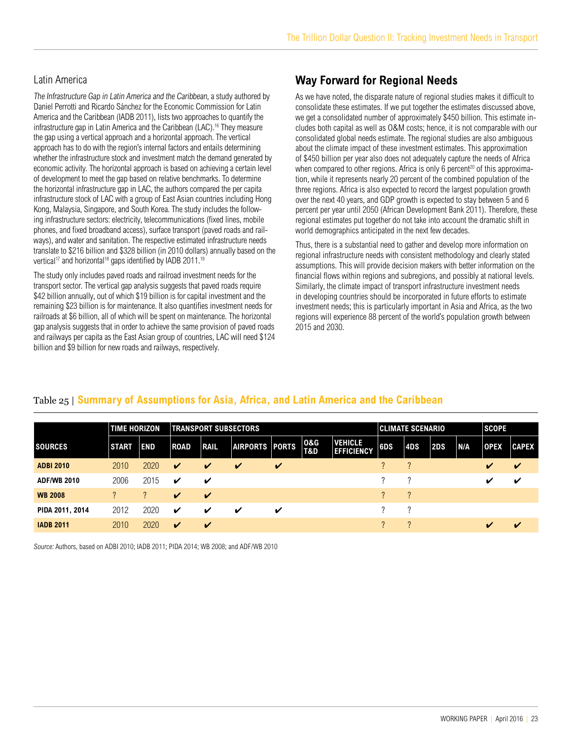### Latin America

*The Infrastructure Gap in Latin America and the Caribbean*, a study authored by Daniel Perrotti and Ricardo Sánchez for the Economic Commission for Latin America and the Caribbean (IADB 2011), lists two approaches to quantify the infrastructure gap in Latin America and the Caribbean (LAC).[16] They measure the gap using a vertical approach and a horizontal approach. The vertical approach has to do with the region's internal factors and entails determining whether the infrastructure stock and investment match the demand generated by economic activity. The horizontal approach is based on achieving a certain level of development to meet the gap based on relative benchmarks. To determine the horizontal infrastructure gap in LAC, the authors compared the per capita infrastructure stock of LAC with a group of East Asian countries including Hong Kong, Malaysia, Singapore, and South Korea. The study includes the following infrastructure sectors: electricity, telecommunications (fixed lines, mobile phones, and fixed broadband access), surface transport (paved roads and railways), and water and sanitation. The respective estimated infrastructure needs translate to $216 billion and $328 billion (in 2010 dollars) annually based on the vertical[17] and horizontal[18] gaps identified by IADB 2011.[19]

The study only includes paved roads and railroad investment needs for the transport sector. The vertical gap analysis suggests that paved roads require $42 billion annually, out of which $19 billion is for capital investment and the remaining $23 billion is for maintenance. It also quantifies investment needs for railroads at $6 billion, all of which will be spent on maintenance. The horizontal gap analysis suggests that in order to achieve the same provision of paved roads and railways per capita as the East Asian group of countries, LAC will need $124 billion and $9 billion for new roads and railways, respectively.

## Way Forward for Regional Needs

As we have noted, the disparate nature of regional studies makes it difficult to consolidate these estimates. If we put together the estimates discussed above, we get a consolidated number of approximately $450 billion. This estimate includes both capital as well as O&M costs; hence, it is not comparable with our consolidated global needs estimate. The regional studies are also ambiguous about the climate impact of these investment estimates. This approximation of $450 billion per year also does not adequately capture the needs of Africa when compared to other regions. Africa is only 6 percent[20] of this approximation, while it represents nearly 20 percent of the combined population of the three regions. Africa is also expected to record the largest population growth over the next 40 years, and GDP growth is expected to stay between 5 and 6 percent per year until 2050 (African Development Bank 2011). Therefore, these regional estimates put together do not take into account the dramatic shift in world demographics anticipated in the next few decades.

Thus, there is a substantial need to gather and develop more information on regional infrastructure needs with consistent methodology and clearly stated assumptions. This will provide decision makers with better information on the financial flows within regions and subregions, and possibly at national levels. Similarly, the climate impact of transport infrastructure investment needs in developing countries should be incorporated in future efforts to estimate investment needs; this is particularly important in Asia and Africa, as the two regions will experience 88 percent of the world's population growth between 2015 and 2030.

Table 25 | **Summary of Assumptions for Asia, Africa, and Latin America and the Caribbean**

| | TIME HORIZON | | TRANSPORT SUBSECTORS | | | | | | CLIMATE SCENARIO | | | | SCOPE | |
|---|---|---|---|---|---|---|---|---|---|---|---|---|---|---|
| SOURCES | START | END | ROAD | RAIL | AIRPORTS | PORTS | O&G T&D | VEHICLE EFFICIENCY | 6DS | 4DS | 2DS | N/A | OPEX | CAPEX |
| ADBI 2010 | 2010 | 2020 | ✔ | ✔ | ✔ | ✔ | | | ? | ? | | | ✔ | ✔ |
| ADF/WB 2010 | 2006 | 2015 | ✔ | ✔ | | | | | ? | ? | | | ✔ | ✔ |
| WB 2008 | ? | ? | ✔ | ✔ | | | | | ? | ? | | | | |
| PIDA 2011, 2014 | 2012 | 2020 | ✔ | ✔ | ✔ | ✔ | | | ? | ? | | | | |
| IADB 2011 | 2010 | 2020 | ✔ | ✔ | | | | | ? | ? | | | ✔ | ✔ |

*Source:* Authors, based on ADBI 2010; IADB 2011; PIDA 2014; WB 2008; and ADF/WB 2010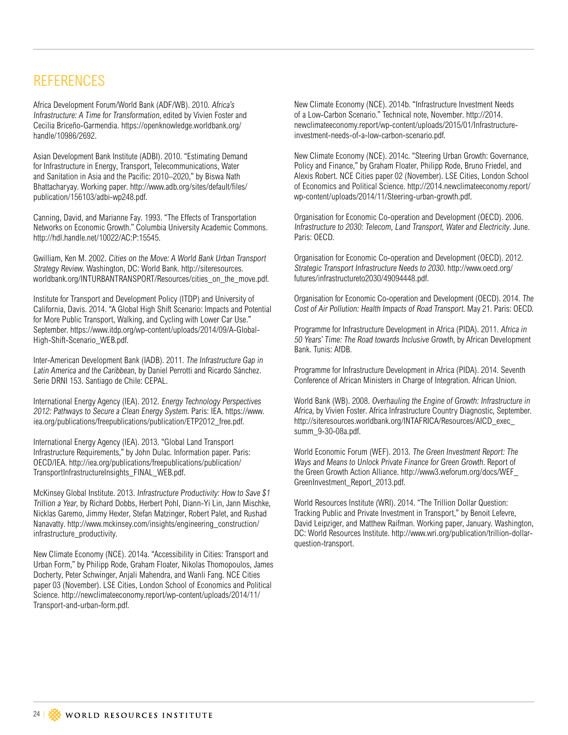## REFERENCES

Africa Development Forum/World Bank (ADF/WB). 2010. *Africa's Infrastructure: A Time for Transformation*, edited by Vivien Foster and Cecilia Briceño-Garmendia. https://openknowledge.worldbank.org/handle/10986/2692.

Asian Development Bank Institute (ADBI). 2010. "Estimating Demand for Infrastructure in Energy, Transport, Telecommunications, Water and Sanitation in Asia and the Pacific: 2010–2020," by Biswa Nath Bhattacharyay. Working paper. http://www.adb.org/sites/default/files/publication/156103/adbi-wp248.pdf.

Canning, David, and Marianne Fay. 1993. "The Effects of Transportation Networks on Economic Growth." Columbia University Academic Commons. http://hdl.handle.net/10022/AC:P:15545.

Gwilliam, Ken M. 2002. *Cities on the Move: A World Bank Urban Transport Strategy Review*. Washington, DC: World Bank. http://siteresources.worldbank.org/INTURBANTRANSPORT/Resources/cities_on_the_move.pdf.

Institute for Transport and Development Policy (ITDP) and University of California, Davis. 2014. "A Global High Shift Scenario: Impacts and Potential for More Public Transport, Walking, and Cycling with Lower Car Use." September. https://www.itdp.org/wp-content/uploads/2014/09/A-Global-High-Shift-Scenario_WEB.pdf.

Inter-American Development Bank (IADB). 2011. *The Infrastructure Gap in Latin America and the Caribbean*, by Daniel Perrotti and Ricardo Sánchez. Serie DRNI 153. Santiago de Chile: CEPAL.

International Energy Agency (IEA). 2012. *Energy Technology Perspectives 2012: Pathways to Secure a Clean Energy System*. Paris: IEA. https://www.iea.org/publications/freepublications/publication/ETP2012_free.pdf.

International Energy Agency (IEA). 2013. "Global Land Transport Infrastructure Requirements," by John Dulac. Information paper. Paris: OECD/IEA. http://iea.org/publications/freepublications/publication/TransportInfrastructureInsights_FINAL_WEB.pdf.

McKinsey Global Institute. 2013. *Infrastructure Productivity: How to Save $1 Trillion a Year*, by Richard Dobbs, Herbert Pohl, Diann-Yi Lin, Jann Mischke, Nicklas Garemo, Jimmy Hexter, Stefan Matzinger, Robert Palet, and Rushad Nanavatty. http://www.mckinsey.com/insights/engineering_construction/infrastructure_productivity.

New Climate Economy (NCE). 2014a. "Accessibility in Cities: Transport and Urban Form," by Philipp Rode, Graham Floater, Nikolas Thomopoulos, James Docherty, Peter Schwinger, Anjali Mahendra, and Wanli Fang. NCE Cities paper 03 (November). LSE Cities, London School of Economics and Political Science. http://newclimateeconomy.report/wp-content/uploads/2014/11/Transport-and-urban-form.pdf.

New Climate Economy (NCE). 2014b. "Infrastructure Investment Needs of a Low-Carbon Scenario." Technical note, November. http://2014.newclimateeconomy.report/wp-content/uploads/2015/01/Infrastructure-investment-needs-of-a-low-carbon-scenario.pdf.

New Climate Economy (NCE). 2014c. "Steering Urban Growth: Governance, Policy and Finance," by Graham Floater, Philipp Rode, Bruno Friedel, and Alexis Robert. NCE Cities paper 02 (November). LSE Cities, London School of Economics and Political Science. http://2014.newclimateeconomy.report/wp-content/uploads/2014/11/Steering-urban-growth.pdf.

Organisation for Economic Co-operation and Development (OECD). 2006. *Infrastructure to 2030: Telecom, Land Transport, Water and Electricity*. June. Paris: OECD.

Organisation for Economic Co-operation and Development (OECD). 2012. *Strategic Transport Infrastructure Needs to 2030*. http://www.oecd.org/futures/infrastructureto2030/49094448.pdf.

Organisation for Economic Co-operation and Development (OECD). 2014. *The Cost of Air Pollution: Health Impacts of Road Transport*. May 21. Paris: OECD.

Programme for Infrastructure Development in Africa (PIDA). 2011. *Africa in 50 Years' Time: The Road towards Inclusive Growth*, by African Development Bank. Tunis: AfDB.

Programme for Infrastructure Development in Africa (PIDA). 2014. Seventh Conference of African Ministers in Charge of Integration. African Union.

World Bank (WB). 2008. *Overhauling the Engine of Growth: Infrastructure in Africa*, by Vivien Foster. Africa Infrastructure Country Diagnostic, September. http://siteresources.worldbank.org/INTAFRICA/Resources/AICD_exec_summ_9-30-08a.pdf.

World Economic Forum (WEF). 2013. *The Green Investment Report: The Ways and Means to Unlock Private Finance for Green Growth*. Report of the Green Growth Action Alliance. http://www3.weforum.org/docs/WEF_GreenInvestment_Report_2013.pdf.

World Resources Institute (WRI). 2014. "The Trillion Dollar Question: Tracking Public and Private Investment in Transport," by Benoit Lefevre, David Leipziger, and Matthew Raifman. Working paper, January. Washington, DC: World Resources Institute. http://www.wri.org/publication/trillion-dollar-question-transport.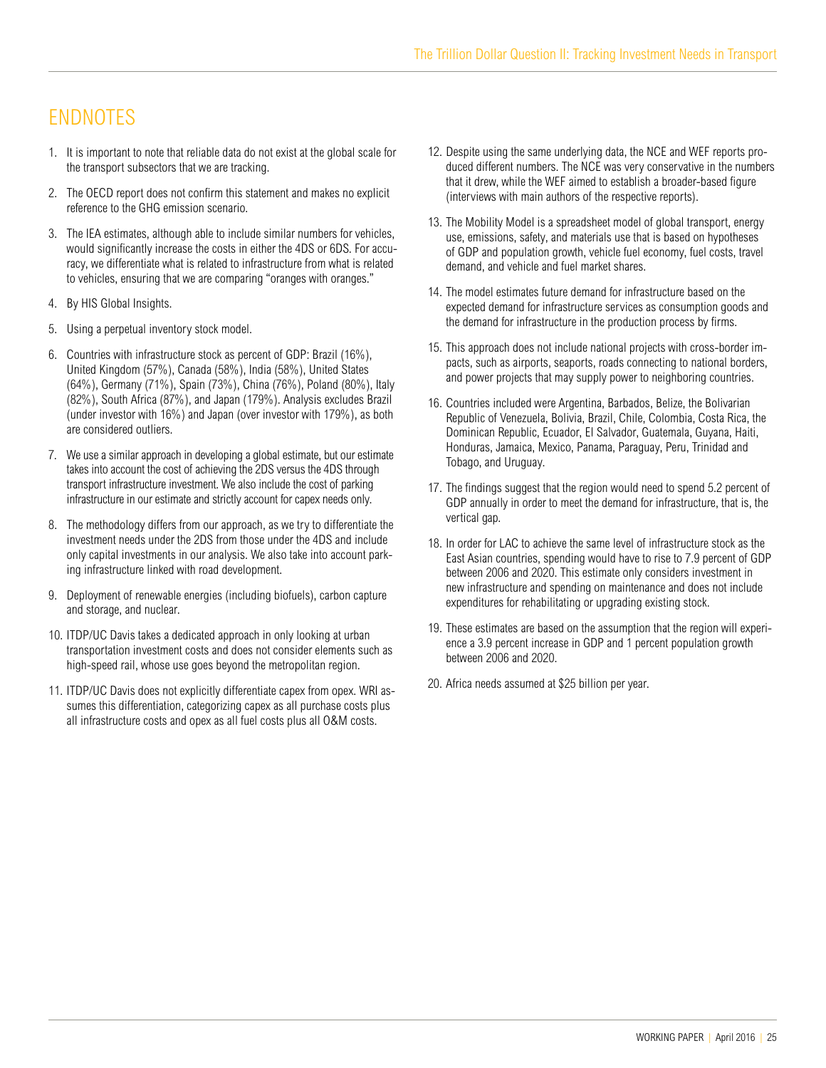# ENDNOTES

1. It is important to note that reliable data do not exist at the global scale for the transport subsectors that we are tracking.

2. The OECD report does not confirm this statement and makes no explicit reference to the GHG emission scenario.

3. The IEA estimates, although able to include similar numbers for vehicles, would significantly increase the costs in either the 4DS or 6DS. For accuracy, we differentiate what is related to infrastructure from what is related to vehicles, ensuring that we are comparing "oranges with oranges."

4. By HIS Global Insights.

5. Using a perpetual inventory stock model.

6. Countries with infrastructure stock as percent of GDP: Brazil (16%), United Kingdom (57%), Canada (58%), India (58%), United States (64%), Germany (71%), Spain (73%), China (76%), Poland (80%), Italy (82%), South Africa (87%), and Japan (179%). Analysis excludes Brazil (under investor with 16%) and Japan (over investor with 179%), as both are considered outliers.

7. We use a similar approach in developing a global estimate, but our estimate takes into account the cost of achieving the 2DS versus the 4DS through transport infrastructure investment. We also include the cost of parking infrastructure in our estimate and strictly account for capex needs only.

8. The methodology differs from our approach, as we try to differentiate the investment needs under the 2DS from those under the 4DS and include only capital investments in our analysis. We also take into account parking infrastructure linked with road development.

9. Deployment of renewable energies (including biofuels), carbon capture and storage, and nuclear.

10. ITDP/UC Davis takes a dedicated approach in only looking at urban transportation investment costs and does not consider elements such as high-speed rail, whose use goes beyond the metropolitan region.

11. ITDP/UC Davis does not explicitly differentiate capex from opex. WRI assumes this differentiation, categorizing capex as all purchase costs plus all infrastructure costs and opex as all fuel costs plus all O&M costs.

12. Despite using the same underlying data, the NCE and WEF reports produced different numbers. The NCE was very conservative in the numbers that it drew, while the WEF aimed to establish a broader-based figure (interviews with main authors of the respective reports).

13. The Mobility Model is a spreadsheet model of global transport, energy use, emissions, safety, and materials use that is based on hypotheses of GDP and population growth, vehicle fuel economy, fuel costs, travel demand, and vehicle and fuel market shares.

14. The model estimates future demand for infrastructure based on the expected demand for infrastructure services as consumption goods and the demand for infrastructure in the production process by firms.

15. This approach does not include national projects with cross-border impacts, such as airports, seaports, roads connecting to national borders, and power projects that may supply power to neighboring countries.

16. Countries included were Argentina, Barbados, Belize, the Bolivarian Republic of Venezuela, Bolivia, Brazil, Chile, Colombia, Costa Rica, the Dominican Republic, Ecuador, El Salvador, Guatemala, Guyana, Haiti, Honduras, Jamaica, Mexico, Panama, Paraguay, Peru, Trinidad and Tobago, and Uruguay.

17. The findings suggest that the region would need to spend 5.2 percent of GDP annually in order to meet the demand for infrastructure, that is, the vertical gap.

18. In order for LAC to achieve the same level of infrastructure stock as the East Asian countries, spending would have to rise to 7.9 percent of GDP between 2006 and 2020. This estimate only considers investment in new infrastructure and spending on maintenance and does not include expenditures for rehabilitating or upgrading existing stock.

19. These estimates are based on the assumption that the region will experience a 3.9 percent increase in GDP and 1 percent population growth between 2006 and 2020.

20. Africa needs assumed at $25 billion per year.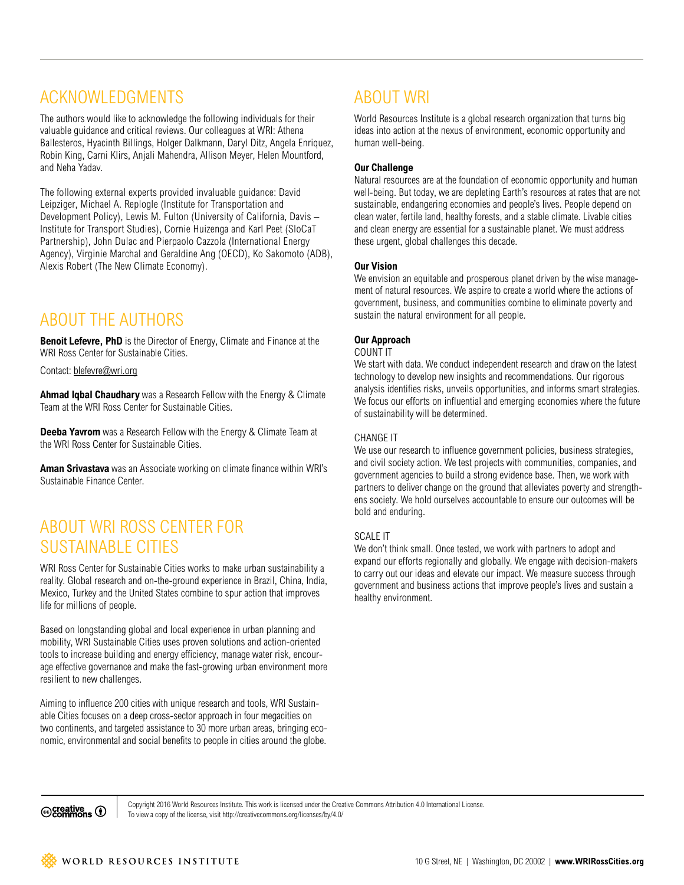## ACKNOWLEDGMENTS

The authors would like to acknowledge the following individuals for their valuable guidance and critical reviews. Our colleagues at WRI: Athena Ballesteros, Hyacinth Billings, Holger Dalkmann, Daryl Ditz, Angela Enriquez, Robin King, Carni Klirs, Anjali Mahendra, Allison Meyer, Helen Mountford, and Neha Yadav.

The following external experts provided invaluable guidance: David Leipziger, Michael A. Replogle (Institute for Transportation and Development Policy), Lewis M. Fulton (University of California, Davis – Institute for Transport Studies), Cornie Huizenga and Karl Peet (SloCaT Partnership), John Dulac and Pierpaolo Cazzola (International Energy Agency), Virginie Marchal and Geraldine Ang (OECD), Ko Sakomoto (ADB), Alexis Robert (The New Climate Economy).

## ABOUT THE AUTHORS

**Benoit Lefevre, PhD** is the Director of Energy, Climate and Finance at the WRI Ross Center for Sustainable Cities.

Contact: blefevre@wri.org

**Ahmad Iqbal Chaudhary** was a Research Fellow with the Energy & Climate Team at the WRI Ross Center for Sustainable Cities.

**Deeba Yavrom** was a Research Fellow with the Energy & Climate Team at the WRI Ross Center for Sustainable Cities.

**Aman Srivastava** was an Associate working on climate finance within WRI's Sustainable Finance Center.

## ABOUT WRI ROSS CENTER FOR SUSTAINABLE CITIES

WRI Ross Center for Sustainable Cities works to make urban sustainability a reality. Global research and on-the-ground experience in Brazil, China, India, Mexico, Turkey and the United States combine to spur action that improves life for millions of people.

Based on longstanding global and local experience in urban planning and mobility, WRI Sustainable Cities uses proven solutions and action-oriented tools to increase building and energy efficiency, manage water risk, encourage effective governance and make the fast-growing urban environment more resilient to new challenges.

Aiming to influence 200 cities with unique research and tools, WRI Sustainable Cities focuses on a deep cross-sector approach in four megacities on two continents, and targeted assistance to 30 more urban areas, bringing economic, environmental and social benefits to people in cities around the globe.

## ABOUT WRI

World Resources Institute is a global research organization that turns big ideas into action at the nexus of environment, economic opportunity and human well-being.

**Our Challenge**

Natural resources are at the foundation of economic opportunity and human well-being. But today, we are depleting Earth's resources at rates that are not sustainable, endangering economies and people's lives. People depend on clean water, fertile land, healthy forests, and a stable climate. Livable cities and clean energy are essential for a sustainable planet. We must address these urgent, global challenges this decade.

**Our Vision**

We envision an equitable and prosperous planet driven by the wise management of natural resources. We aspire to create a world where the actions of government, business, and communities combine to eliminate poverty and sustain the natural environment for all people.

**Our Approach**

COUNT IT

We start with data. We conduct independent research and draw on the latest technology to develop new insights and recommendations. Our rigorous analysis identifies risks, unveils opportunities, and informs smart strategies. We focus our efforts on influential and emerging economies where the future of sustainability will be determined.

CHANGE IT

We use our research to influence government policies, business strategies, and civil society action. We test projects with communities, companies, and government agencies to build a strong evidence base. Then, we work with partners to deliver change on the ground that alleviates poverty and strengthens society. We hold ourselves accountable to ensure our outcomes will be bold and enduring.

SCALE IT

We don't think small. Once tested, we work with partners to adopt and expand our efforts regionally and globally. We engage with decision-makers to carry out our ideas and elevate our impact. We measure success through government and business actions that improve people's lives and sustain a healthy environment.

Copyright 2016 World Resources Institute. This work is licensed under the Creative Commons Attribution 4.0 International License. To view a copy of the license, visit http://creativecommons.org/licenses/by/4.0/

WORLD RESOURCES INSTITUTE

10 G Street, NE | Washington, DC 20002 | **www.WRIRossCities.org**